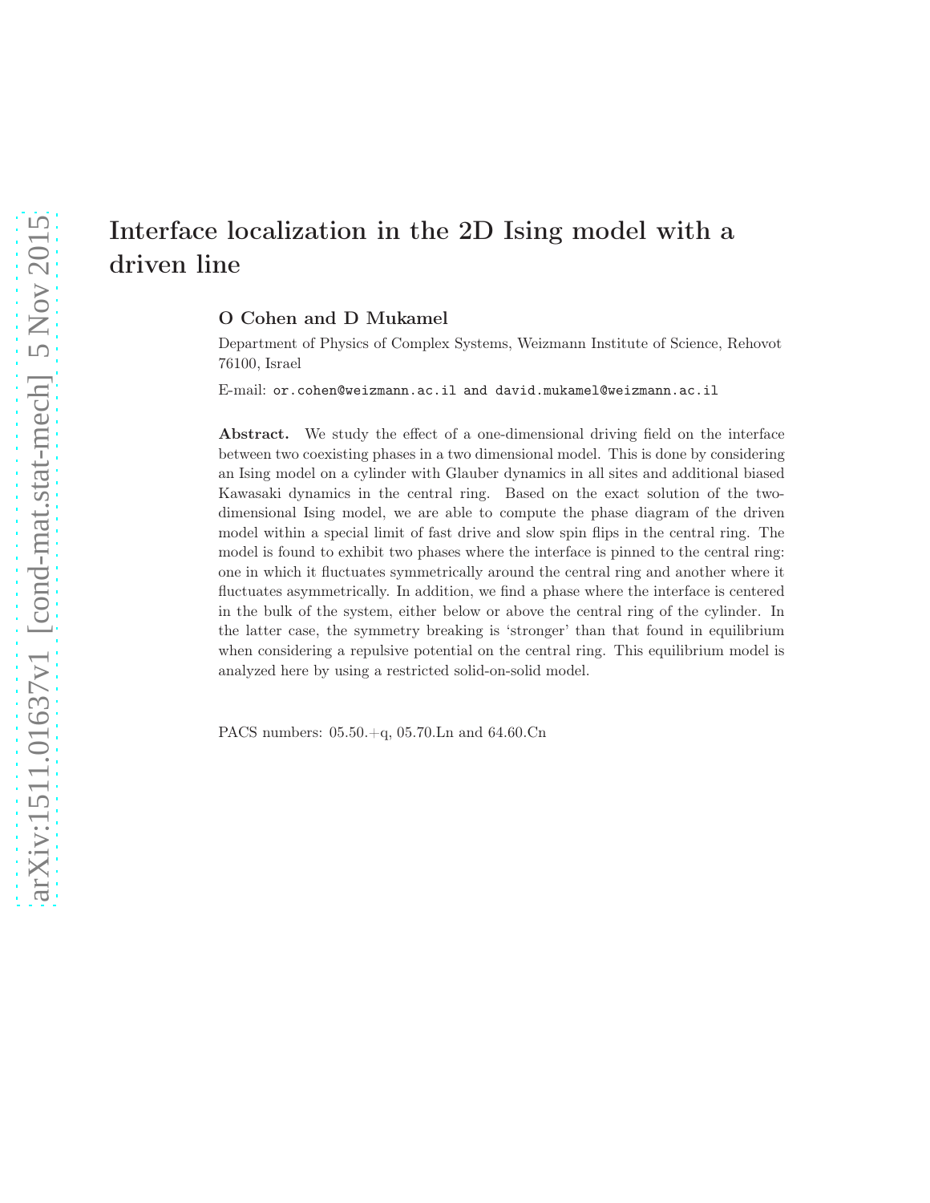# Interface localization in the 2D Ising model with a driven line

**O Cohen and D Mukamel**

Department of Physics of Complex Systems, Weizmann Institute of Science, Rehovot 76100, Israel

E-mail: or.cohen@weizmann.ac.il and david.mukamel@weizmann.ac.il

**Abstract.** We study the effect of a one-dimensional driving field on the interface between two coexisting phases in a two dimensional model. This is done by considering an Ising model on a cylinder with Glauber dynamics in all sites and additional biased Kawasaki dynamics in the central ring. Based on the exact solution of the two-dimensional Ising model, we are able to compute the phase diagram of the driven model within a special limit of fast drive and slow spin flips in the central ring. The model is found to exhibit two phases where the interface is pinned to the central ring: one in which it fluctuates symmetrically around the central ring and another where it fluctuates asymmetrically. In addition, we find a phase where the interface is centered in the bulk of the system, either below or above the central ring of the cylinder. In the latter case, the symmetry breaking is 'stronger' than that found in equilibrium when considering a repulsive potential on the central ring. This equilibrium model is analyzed here by using a restricted solid-on-solid model.

PACS numbers: 05.50.+q, 05.70.Ln and 64.60.Cn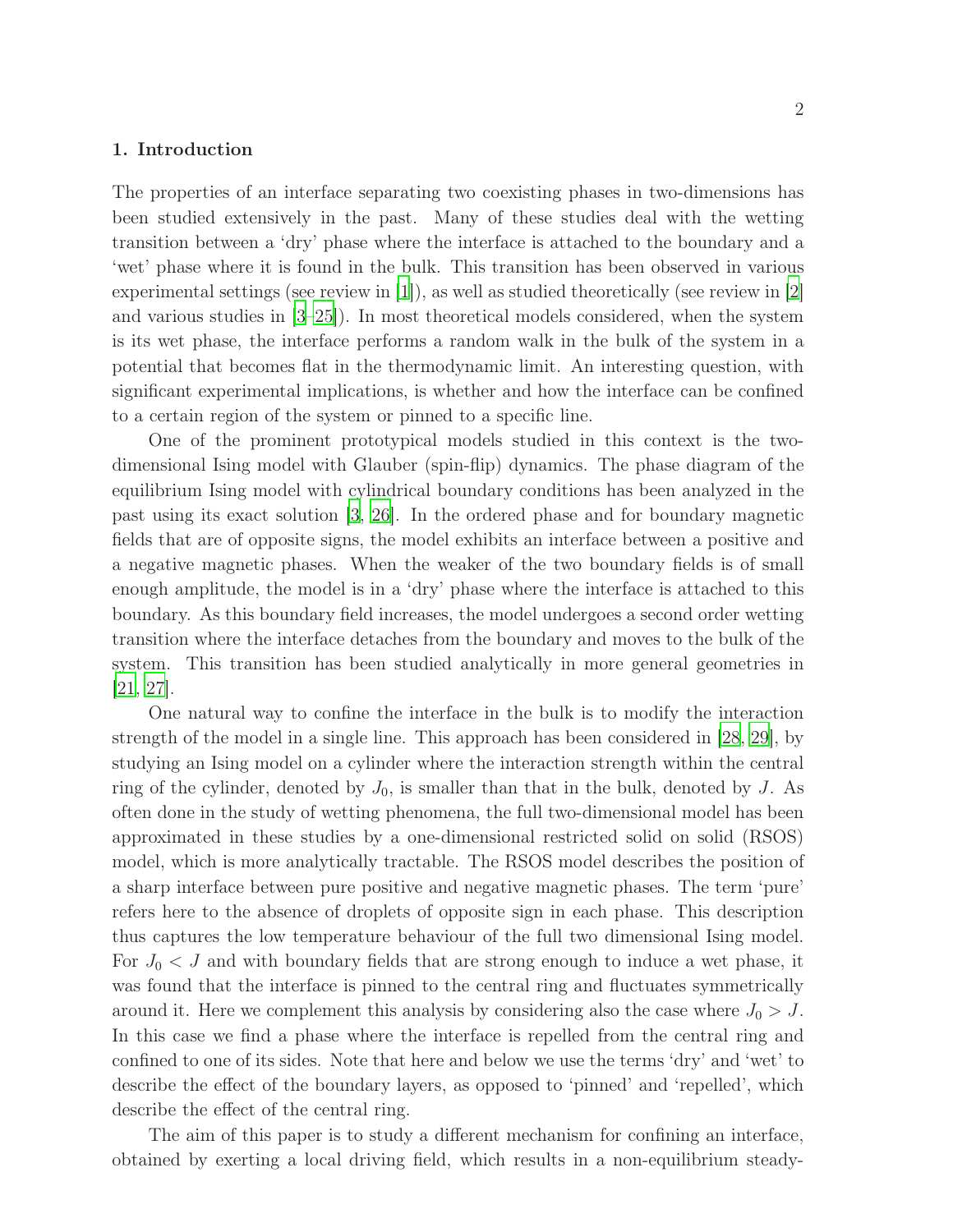## 1. Introduction

The properties of an interface separating two coexisting phases in two-dimensions has been studied extensively in the past. Many of these studies deal with the wetting transition between a 'dry' phase where the interface is attached to the boundary and a 'wet' phase where it is found in the bulk. This transition has been observed in various experimental settings (see review in [1]), as well as studied theoretically (see review in [2] and various studies in [3–25]). In most theoretical models considered, when the system is its wet phase, the interface performs a random walk in the bulk of the system in a potential that becomes flat in the thermodynamic limit. An interesting question, with significant experimental implications, is whether and how the interface can be confined to a certain region of the system or pinned to a specific line.

One of the prominent prototypical models studied in this context is the two-dimensional Ising model with Glauber (spin-flip) dynamics. The phase diagram of the equilibrium Ising model with cylindrical boundary conditions has been analyzed in the past using its exact solution [3, 26]. In the ordered phase and for boundary magnetic fields that are of opposite signs, the model exhibits an interface between a positive and a negative magnetic phases. When the weaker of the two boundary fields is of small enough amplitude, the model is in a 'dry' phase where the interface is attached to this boundary. As this boundary field increases, the model undergoes a second order wetting transition where the interface detaches from the boundary and moves to the bulk of the system. This transition has been studied analytically in more general geometries in [21, 27].

One natural way to confine the interface in the bulk is to modify the interaction strength of the model in a single line. This approach has been considered in [28, 29], by studying an Ising model on a cylinder where the interaction strength within the central ring of the cylinder, denoted by $J_0$, is smaller than that in the bulk, denoted by $J$. As often done in the study of wetting phenomena, the full two-dimensional model has been approximated in these studies by a one-dimensional restricted solid on solid (RSOS) model, which is more analytically tractable. The RSOS model describes the position of a sharp interface between pure positive and negative magnetic phases. The term 'pure' refers here to the absence of droplets of opposite sign in each phase. This description thus captures the low temperature behaviour of the full two dimensional Ising model. For $J_0 < J$ and with boundary fields that are strong enough to induce a wet phase, it was found that the interface is pinned to the central ring and fluctuates symmetrically around it. Here we complement this analysis by considering also the case where $J_0 > J$. In this case we find a phase where the interface is repelled from the central ring and confined to one of its sides. Note that here and below we use the terms 'dry' and 'wet' to describe the effect of the boundary layers, as opposed to 'pinned' and 'repelled', which describe the effect of the central ring.

The aim of this paper is to study a different mechanism for confining an interface, obtained by exerting a local driving field, which results in a non-equilibrium steady-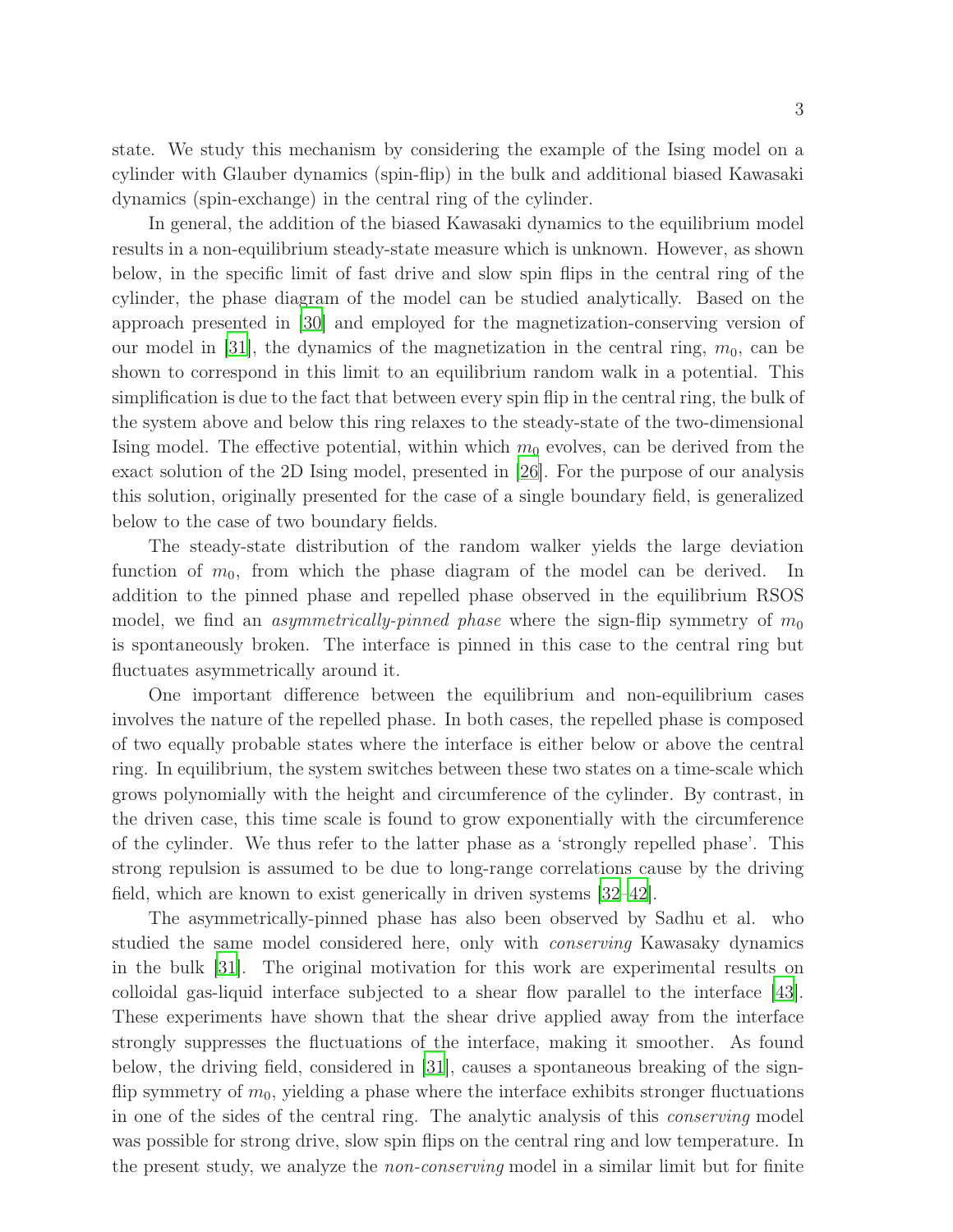state. We study this mechanism by considering the example of the Ising model on a cylinder with Glauber dynamics (spin-flip) in the bulk and additional biased Kawasaki dynamics (spin-exchange) in the central ring of the cylinder.

In general, the addition of the biased Kawasaki dynamics to the equilibrium model results in a non-equilibrium steady-state measure which is unknown. However, as shown below, in the specific limit of fast drive and slow spin flips in the central ring of the cylinder, the phase diagram of the model can be studied analytically. Based on the approach presented in [30] and employed for the magnetization-conserving version of our model in [31], the dynamics of the magnetization in the central ring, $m_0$, can be shown to correspond in this limit to an equilibrium random walk in a potential. This simplification is due to the fact that between every spin flip in the central ring, the bulk of the system above and below this ring relaxes to the steady-state of the two-dimensional Ising model. The effective potential, within which $m_0$ evolves, can be derived from the exact solution of the 2D Ising model, presented in [26]. For the purpose of our analysis this solution, originally presented for the case of a single boundary field, is generalized below to the case of two boundary fields.

The steady-state distribution of the random walker yields the large deviation function of $m_0$, from which the phase diagram of the model can be derived. In addition to the pinned phase and repelled phase observed in the equilibrium RSOS model, we find an *asymmetrically-pinned phase* where the sign-flip symmetry of $m_0$ is spontaneously broken. The interface is pinned in this case to the central ring but fluctuates asymmetrically around it.

One important difference between the equilibrium and non-equilibrium cases involves the nature of the repelled phase. In both cases, the repelled phase is composed of two equally probable states where the interface is either below or above the central ring. In equilibrium, the system switches between these two states on a time-scale which grows polynomially with the height and circumference of the cylinder. By contrast, in the driven case, this time scale is found to grow exponentially with the circumference of the cylinder. We thus refer to the latter phase as a 'strongly repelled phase'. This strong repulsion is assumed to be due to long-range correlations cause by the driving field, which are known to exist generically in driven systems [32–42].

The asymmetrically-pinned phase has also been observed by Sadhu et al. who studied the same model considered here, only with *conserving* Kawasaky dynamics in the bulk [31]. The original motivation for this work are experimental results on colloidal gas-liquid interface subjected to a shear flow parallel to the interface [43]. These experiments have shown that the shear drive applied away from the interface strongly suppresses the fluctuations of the interface, making it smoother. As found below, the driving field, considered in [31], causes a spontaneous breaking of the sign-flip symmetry of $m_0$, yielding a phase where the interface exhibits stronger fluctuations in one of the sides of the central ring. The analytic analysis of this *conserving* model was possible for strong drive, slow spin flips on the central ring and low temperature. In the present study, we analyze the *non-conserving* model in a similar limit but for finite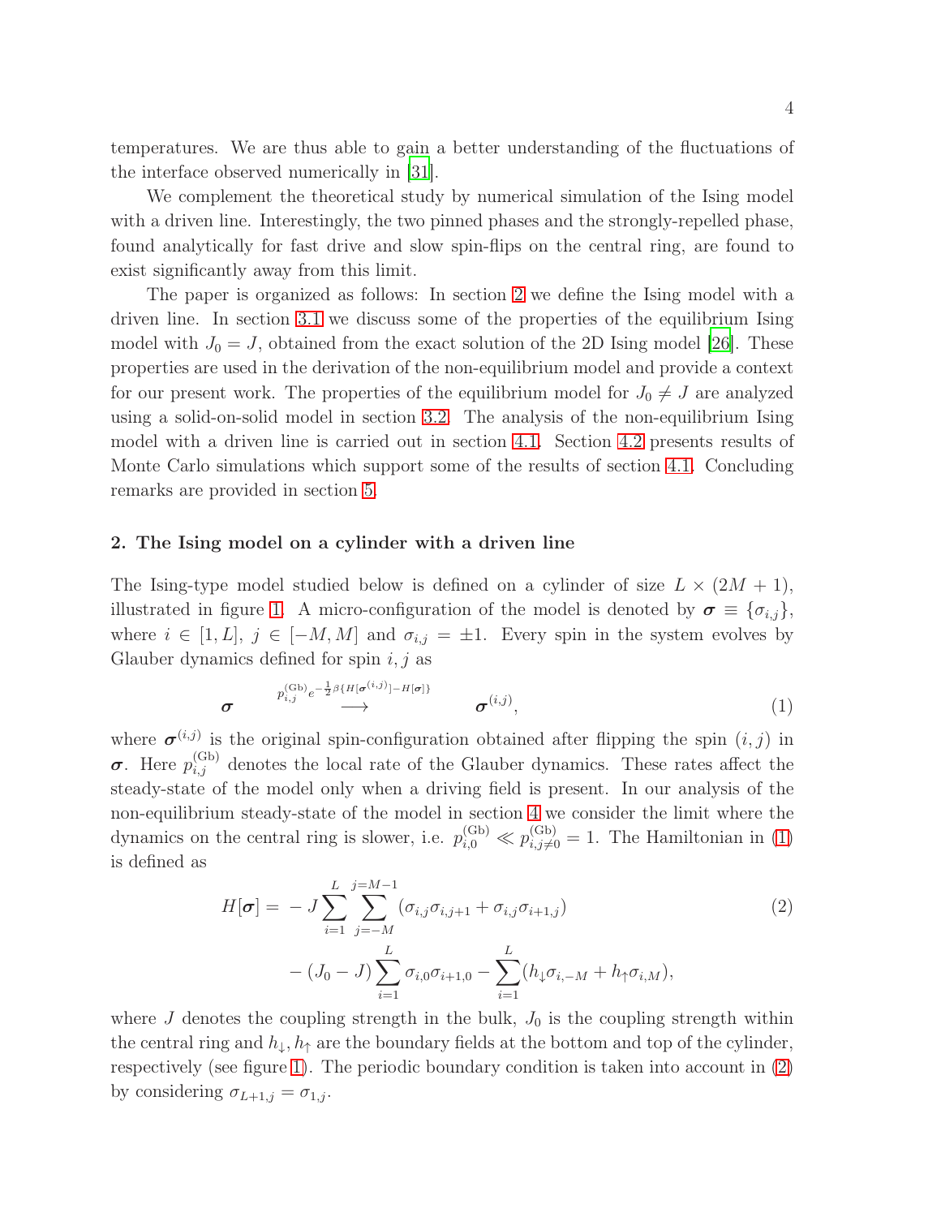temperatures. We are thus able to gain a better understanding of the fluctuations of the interface observed numerically in [31].

We complement the theoretical study by numerical simulation of the Ising model with a driven line. Interestingly, the two pinned phases and the strongly-repelled phase, found analytically for fast drive and slow spin-flips on the central ring, are found to exist significantly away from this limit.

The paper is organized as follows: In section 2 we define the Ising model with a driven line. In section 3.1 we discuss some of the properties of the equilibrium Ising model with $J_0 = J$, obtained from the exact solution of the 2D Ising model [26]. These properties are used in the derivation of the non-equilibrium model and provide a context for our present work. The properties of the equilibrium model for $J_0 \neq J$ are analyzed using a solid-on-solid model in section 3.2. The analysis of the non-equilibrium Ising model with a driven line is carried out in section 4.1. Section 4.2 presents results of Monte Carlo simulations which support some of the results of section 4.1. Concluding remarks are provided in section 5.

## 2. The Ising model on a cylinder with a driven line

The Ising-type model studied below is defined on a cylinder of size $L \times (2M + 1)$, illustrated in figure 1. A micro-configuration of the model is denoted by $\boldsymbol{\sigma} \equiv \{\sigma_{i,j}\}$, where $i \in [1, L]$, $j \in [-M, M]$ and $\sigma_{i,j} = \pm 1$. Every spin in the system evolves by Glauber dynamics defined for spin $i, j$ as

$$\boldsymbol{\sigma} \quad \overset{p_{i,j}^{(\mathrm{Gb})} e^{-\frac{1}{2}\beta\{H[\boldsymbol{\sigma}^{(i,j)}] - H[\boldsymbol{\sigma}]\}}}{\longrightarrow} \quad \boldsymbol{\sigma}^{(i,j)}, \tag{1}$$

where $\boldsymbol{\sigma}^{(i,j)}$ is the original spin-configuration obtained after flipping the spin $(i, j)$ in $\boldsymbol{\sigma}$. Here $p_{i,j}^{(\mathrm{Gb})}$ denotes the local rate of the Glauber dynamics. These rates affect the steady-state of the model only when a driving field is present. In our analysis of the non-equilibrium steady-state of the model in section 4 we consider the limit where the dynamics on the central ring is slower, i.e. $p_{i,0}^{(\mathrm{Gb})} \ll p_{i,j\neq 0}^{(\mathrm{Gb})} = 1$. The Hamiltonian in (1) is defined as

$$\begin{aligned} H[\boldsymbol{\sigma}] = & -J \sum_{i=1}^{L} \sum_{j=-M}^{j=M-1} (\sigma_{i,j}\sigma_{i,j+1} + \sigma_{i,j}\sigma_{i+1,j}) \\ & - (J_0 - J) \sum_{i=1}^{L} \sigma_{i,0}\sigma_{i+1,0} - \sum_{i=1}^{L} (h_{\downarrow}\sigma_{i,-M} + h_{\uparrow}\sigma_{i,M}), \end{aligned} \tag{2}$$

where $J$ denotes the coupling strength in the bulk, $J_0$ is the coupling strength within the central ring and $h_{\downarrow}, h_{\uparrow}$ are the boundary fields at the bottom and top of the cylinder, respectively (see figure 1). The periodic boundary condition is taken into account in (2) by considering $\sigma_{L+1,j} = \sigma_{1,j}$.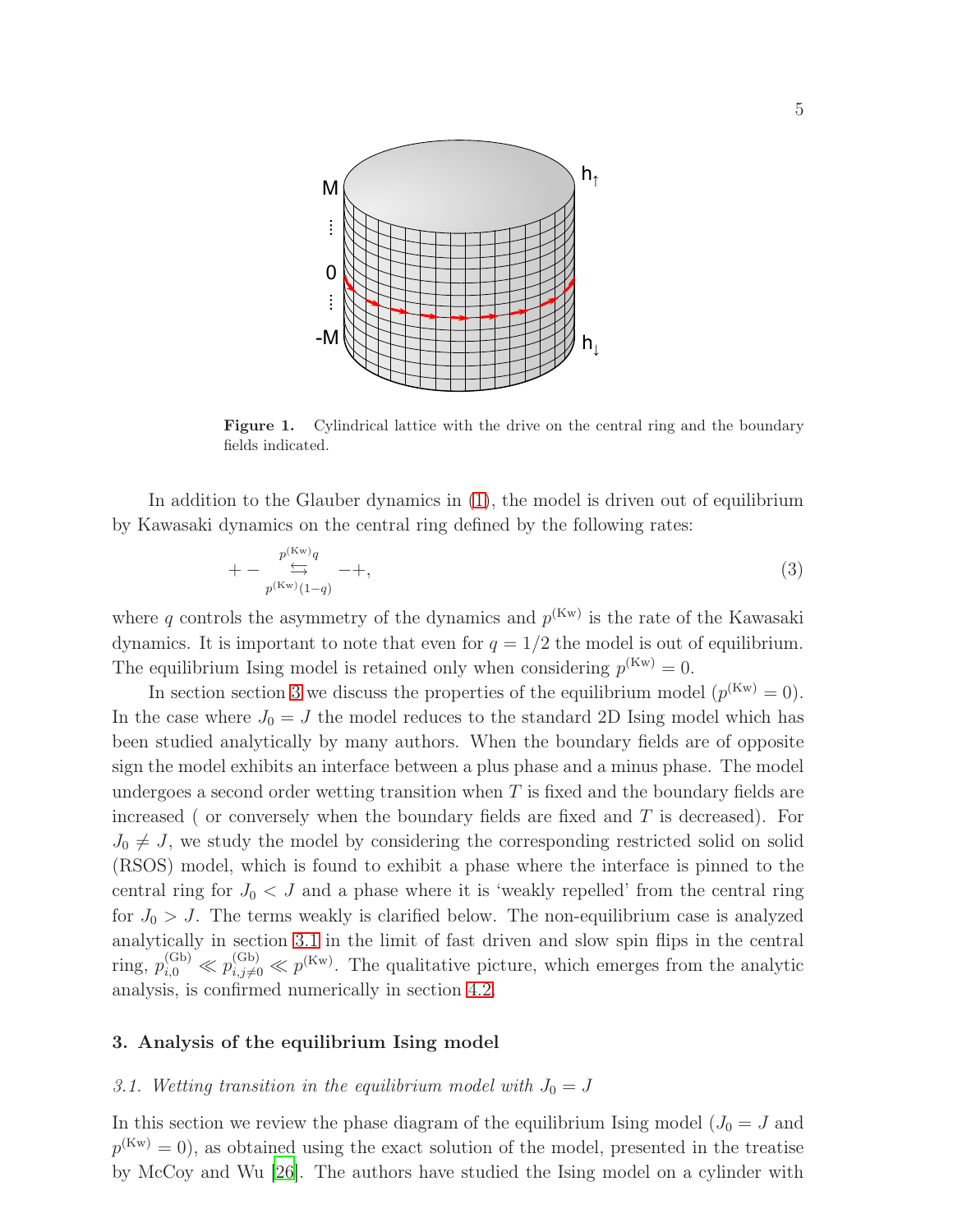**Figure 1.** Cylindrical lattice with the drive on the central ring and the boundary fields indicated.

In addition to the Glauber dynamics in (1), the model is driven out of equilibrium by Kawasaki dynamics on the central ring defined by the following rates:

$$+- \underset{p^{(\mathrm{Kw})}(1-q)}{\overset{p^{(\mathrm{Kw})}q}{\leftrightarrows}} -+, \tag{3}$$

where $q$ controls the asymmetry of the dynamics and $p^{(\mathrm{Kw})}$ is the rate of the Kawasaki dynamics. It is important to note that even for $q = 1/2$ the model is out of equilibrium. The equilibrium Ising model is retained only when considering $p^{(\mathrm{Kw})} = 0$.

In section section 3 we discuss the properties of the equilibrium model ($p^{(\mathrm{Kw})} = 0$). In the case where $J_0 = J$ the model reduces to the standard 2D Ising model which has been studied analytically by many authors. When the boundary fields are of opposite sign the model exhibits an interface between a plus phase and a minus phase. The model undergoes a second order wetting transition when $T$ is fixed and the boundary fields are increased ( or conversely when the boundary fields are fixed and $T$ is decreased). For $J_0 \neq J$, we study the model by considering the corresponding restricted solid on solid (RSOS) model, which is found to exhibit a phase where the interface is pinned to the central ring for $J_0 < J$ and a phase where it is 'weakly repelled' from the central ring for $J_0 > J$. The terms weakly is clarified below. The non-equilibrium case is analyzed analytically in section 3.1 in the limit of fast driven and slow spin flips in the central ring, $p^{(\mathrm{Gb})}_{i,0} \ll p^{(\mathrm{Gb})}_{i,j\neq 0} \ll p^{(\mathrm{Kw})}$. The qualitative picture, which emerges from the analytic analysis, is confirmed numerically in section 4.2.

## 3. Analysis of the equilibrium Ising model

### *3.1. Wetting transition in the equilibrium model with $J_0 = J$*

In this section we review the phase diagram of the equilibrium Ising model ($J_0 = J$ and $p^{(\mathrm{Kw})} = 0$), as obtained using the exact solution of the model, presented in the treatise by McCoy and Wu [26]. The authors have studied the Ising model on a cylinder with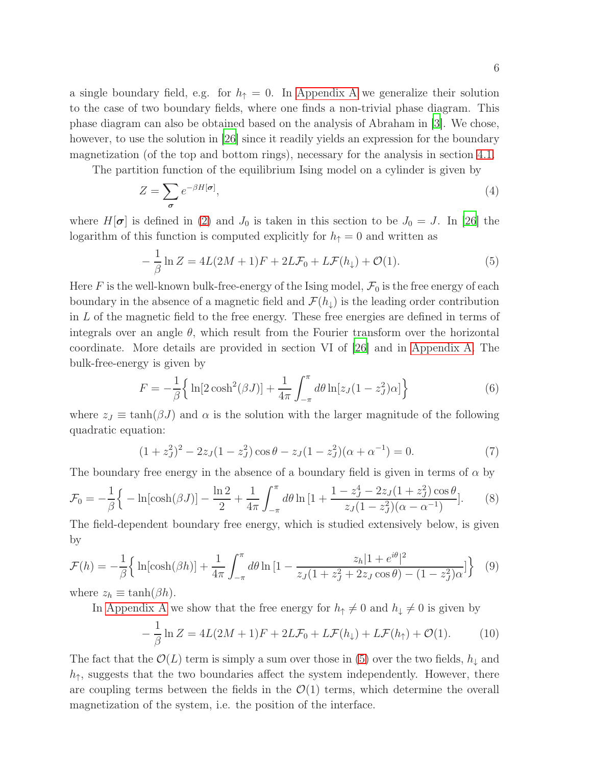a single boundary field, e.g. for $h_\uparrow = 0$. In Appendix A we generalize their solution to the case of two boundary fields, where one finds a non-trivial phase diagram. This phase diagram can also be obtained based on the analysis of Abraham in [3]. We chose, however, to use the solution in [26] since it readily yields an expression for the boundary magnetization (of the top and bottom rings), necessary for the analysis in section 4.1.

The partition function of the equilibrium Ising model on a cylinder is given by

$$Z = \sum_{\boldsymbol{\sigma}} e^{-\beta H[\boldsymbol{\sigma}]}, \tag{4}$$

where $H[\boldsymbol{\sigma}]$ is defined in (2) and $J_0$ is taken in this section to be $J_0 = J$. In [26] the logarithm of this function is computed explicitly for $h_\uparrow = 0$ and written as

$$-\frac{1}{\beta}\ln Z = 4L(2M+1)F + 2L\mathcal{F}_0 + L\mathcal{F}(h_\downarrow) + \mathcal{O}(1). \tag{5}$$

Here $F$ is the well-known bulk-free-energy of the Ising model, $\mathcal{F}_0$ is the free energy of each boundary in the absence of a magnetic field and $\mathcal{F}(h_\downarrow)$ is the leading order contribution in $L$ of the magnetic field to the free energy. These free energies are defined in terms of integrals over an angle $\theta$, which result from the Fourier transform over the horizontal coordinate. More details are provided in section VI of [26] and in Appendix A. The bulk-free-energy is given by

$$F = -\frac{1}{\beta}\Big\{ \ln[2\cosh^2(\beta J)] + \frac{1}{4\pi}\int_{-\pi}^{\pi} d\theta \ln[z_J(1-z_J^2)\alpha]\Big\} \tag{6}$$

where $z_J \equiv \tanh(\beta J)$ and $\alpha$ is the solution with the larger magnitude of the following quadratic equation:

$$(1+z_J^2)^2 - 2z_J(1-z_J^2)\cos\theta - z_J(1-z_J^2)(\alpha+\alpha^{-1}) = 0. \tag{7}$$

The boundary free energy in the absence of a boundary field is given in terms of $\alpha$ by

$$\mathcal{F}_0 = -\frac{1}{\beta}\Big\{ -\ln[\cosh(\beta J)] - \frac{\ln 2}{2} + \frac{1}{4\pi}\int_{-\pi}^{\pi} d\theta \ln\big[1 + \frac{1-z_J^4-2z_J(1+z_J^2)\cos\theta}{z_J(1-z_J^2)(\alpha-\alpha^{-1})}\big]. \tag{8}$$

The field-dependent boundary free energy, which is studied extensively below, is given by

$$\mathcal{F}(h) = -\frac{1}{\beta}\Big\{ \ln[\cosh(\beta h)] + \frac{1}{4\pi}\int_{-\pi}^{\pi} d\theta \ln\big[1 - \frac{z_h|1+e^{i\theta}|^2}{z_J(1+z_J^2+2z_J\cos\theta)-(1-z_J^2)\alpha}\big]\Big\} \tag{9}$$

where $z_h \equiv \tanh(\beta h)$.

In Appendix A we show that the free energy for $h_\uparrow \neq 0$ and $h_\downarrow \neq 0$ is given by

$$-\frac{1}{\beta}\ln Z = 4L(2M+1)F + 2L\mathcal{F}_0 + L\mathcal{F}(h_\downarrow) + L\mathcal{F}(h_\uparrow) + \mathcal{O}(1). \tag{10}$$

The fact that the $\mathcal{O}(L)$ term is simply a sum over those in (5) over the two fields, $h_\downarrow$ and $h_\uparrow$, suggests that the two boundaries affect the system independently. However, there are coupling terms between the fields in the $\mathcal{O}(1)$ terms, which determine the overall magnetization of the system, i.e. the position of the interface.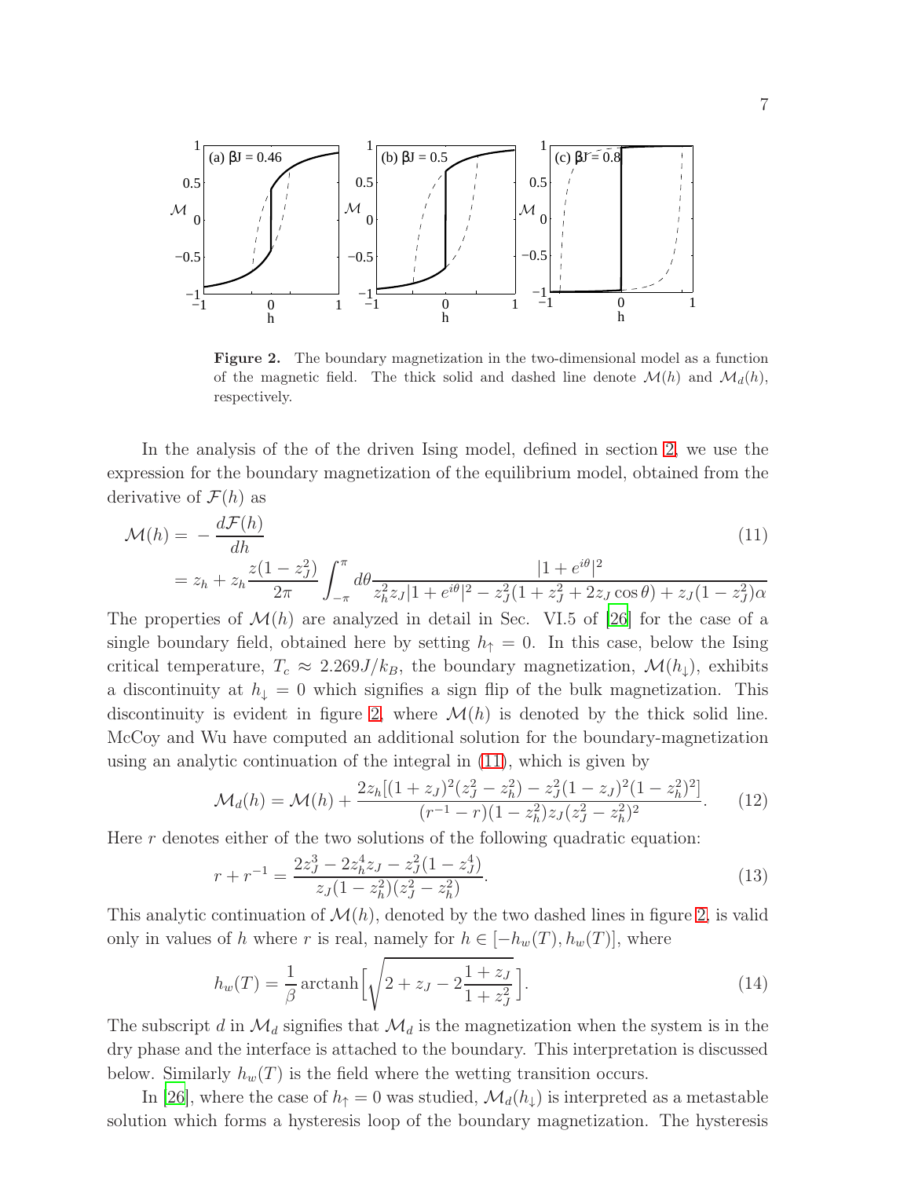**Figure 2.** The boundary magnetization in the two-dimensional model as a function of the magnetic field. The thick solid and dashed line denote $\mathcal{M}(h)$ and $\mathcal{M}_d(h)$, respectively.

In the analysis of the of the driven Ising model, defined in section 2, we use the expression for the boundary magnetization of the equilibrium model, obtained from the derivative of $\mathcal{F}(h)$ as

$$
\begin{aligned}
\mathcal{M}(h) &= -\frac{d\mathcal{F}(h)}{dh} \qquad (11) \\
&= z_h + z_h \frac{z(1-z_J^2)}{2\pi} \int_{-\pi}^{\pi} d\theta \frac{|1+e^{i\theta}|^2}{z_h^2 z_J |1+e^{i\theta}|^2 - z_J^2(1+z_J^2+2z_J\cos\theta) + z_J(1-z_J^2)\alpha}
\end{aligned}
$$

The properties of $\mathcal{M}(h)$ are analyzed in detail in Sec. VI.5 of [26] for the case of a single boundary field, obtained here by setting $h_\uparrow = 0$. In this case, below the Ising critical temperature, $T_c \approx 2.269J/k_B$, the boundary magnetization, $\mathcal{M}(h_\downarrow)$, exhibits a discontinuity at $h_\downarrow = 0$ which signifies a sign flip of the bulk magnetization. This discontinuity is evident in figure 2, where $\mathcal{M}(h)$ is denoted by the thick solid line. McCoy and Wu have computed an additional solution for the boundary-magnetization using an analytic continuation of the integral in (11), which is given by

$$
\mathcal{M}_d(h) = \mathcal{M}(h) + \frac{2z_h[(1+z_J)^2(z_J^2-z_h^2) - z_J^2(1-z_J)^2(1-z_h^2)^2]}{(r^{-1}-r)(1-z_h^2)z_J(z_J^2-z_h^2)^2}. \qquad (12)
$$

Here $r$ denotes either of the two solutions of the following quadratic equation:

$$
r + r^{-1} = \frac{2z_J^3 - 2z_h^4 z_J - z_J^2(1-z_J^4)}{z_J(1-z_h^2)(z_J^2-z_h^2)}. \qquad (13)
$$

This analytic continuation of $\mathcal{M}(h)$, denoted by the two dashed lines in figure 2, is valid only in values of $h$ where $r$ is real, namely for $h \in [-h_w(T), h_w(T)]$, where

$$
h_w(T) = \frac{1}{\beta} \operatorname{arctanh}\left[\sqrt{2 + z_J - 2\frac{1+z_J}{1+z_J^2}}\right]. \qquad (14)
$$

The subscript $d$ in $\mathcal{M}_d$ signifies that $\mathcal{M}_d$ is the magnetization when the system is in the dry phase and the interface is attached to the boundary. This interpretation is discussed below. Similarly $h_w(T)$ is the field where the wetting transition occurs.

In [26], where the case of $h_\uparrow = 0$ was studied, $\mathcal{M}_d(h_\downarrow)$ is interpreted as a metastable solution which forms a hysteresis loop of the boundary magnetization. The hysteresis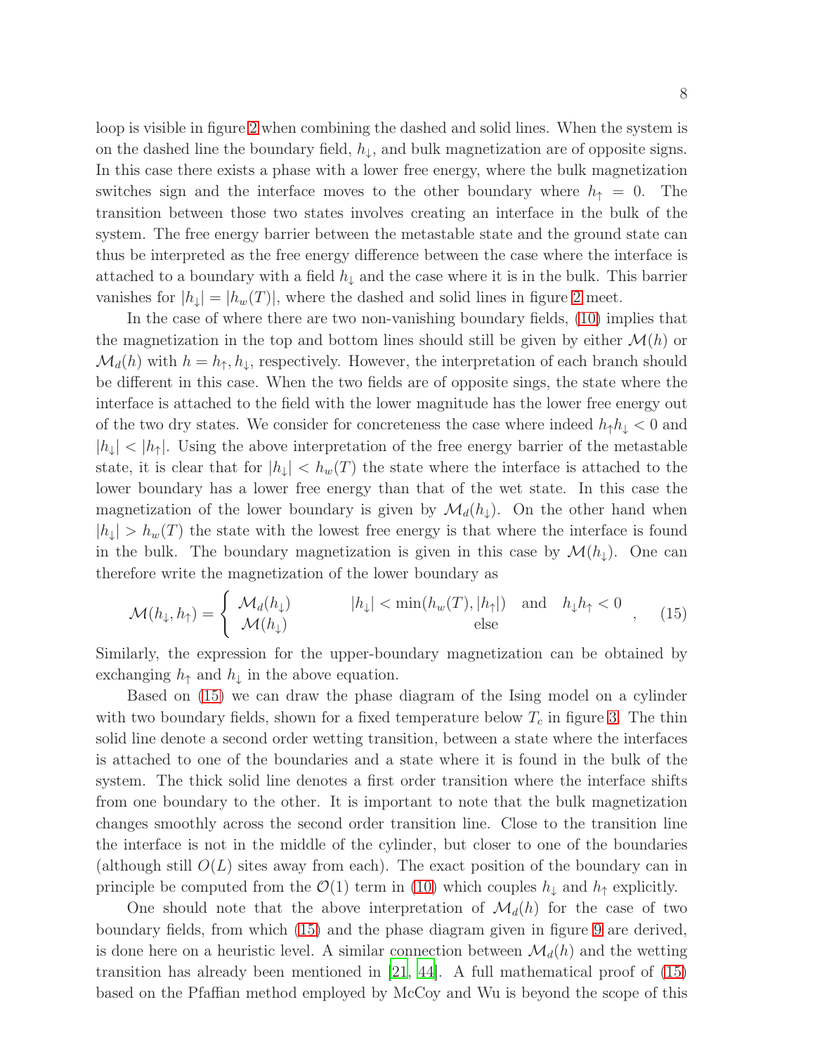loop is visible in figure 2 when combining the dashed and solid lines. When the system is on the dashed line the boundary field, $h_\downarrow$, and bulk magnetization are of opposite signs. In this case there exists a phase with a lower free energy, where the bulk magnetization switches sign and the interface moves to the other boundary where $h_\uparrow = 0$. The transition between those two states involves creating an interface in the bulk of the system. The free energy barrier between the metastable state and the ground state can thus be interpreted as the free energy difference between the case where the interface is attached to a boundary with a field $h_\downarrow$ and the case where it is in the bulk. This barrier vanishes for $|h_\downarrow| = |h_w(T)|$, where the dashed and solid lines in figure 2 meet.

In the case of where there are two non-vanishing boundary fields, (10) implies that the magnetization in the top and bottom lines should still be given by either $\mathcal{M}(h)$ or $\mathcal{M}_d(h)$ with $h = h_\uparrow, h_\downarrow$, respectively. However, the interpretation of each branch should be different in this case. When the two fields are of opposite sings, the state where the interface is attached to the field with the lower magnitude has the lower free energy out of the two dry states. We consider for concreteness the case where indeed $h_\uparrow h_\downarrow < 0$ and $|h_\downarrow| < |h_\uparrow|$. Using the above interpretation of the free energy barrier of the metastable state, it is clear that for $|h_\downarrow| < h_w(T)$ the state where the interface is attached to the lower boundary has a lower free energy than that of the wet state. In this case the magnetization of the lower boundary is given by $\mathcal{M}_d(h_\downarrow)$. On the other hand when $|h_\downarrow| > h_w(T)$ the state with the lowest free energy is that where the interface is found in the bulk. The boundary magnetization is given in this case by $\mathcal{M}(h_\downarrow)$. One can therefore write the magnetization of the lower boundary as

$$\mathcal{M}(h_\downarrow, h_\uparrow) = \begin{cases} \mathcal{M}_d(h_\downarrow) & |h_\downarrow| < \min(h_w(T), |h_\uparrow|) \quad \text{and} \quad h_\downarrow h_\uparrow < 0 \\ \mathcal{M}(h_\downarrow) & \text{else} \end{cases}, \tag{15}$$

Similarly, the expression for the upper-boundary magnetization can be obtained by exchanging $h_\uparrow$ and $h_\downarrow$ in the above equation.

Based on (15) we can draw the phase diagram of the Ising model on a cylinder with two boundary fields, shown for a fixed temperature below $T_c$ in figure 3. The thin solid line denote a second order wetting transition, between a state where the interfaces is attached to one of the boundaries and a state where it is found in the bulk of the system. The thick solid line denotes a first order transition where the interface shifts from one boundary to the other. It is important to note that the bulk magnetization changes smoothly across the second order transition line. Close to the transition line the interface is not in the middle of the cylinder, but closer to one of the boundaries (although still $O(L)$ sites away from each). The exact position of the boundary can in principle be computed from the $\mathcal{O}(1)$ term in (10) which couples $h_\downarrow$ and $h_\uparrow$ explicitly.

One should note that the above interpretation of $\mathcal{M}_d(h)$ for the case of two boundary fields, from which (15) and the phase diagram given in figure 9 are derived, is done here on a heuristic level. A similar connection between $\mathcal{M}_d(h)$ and the wetting transition has already been mentioned in [21, 44]. A full mathematical proof of (15) based on the Pfaffian method employed by McCoy and Wu is beyond the scope of this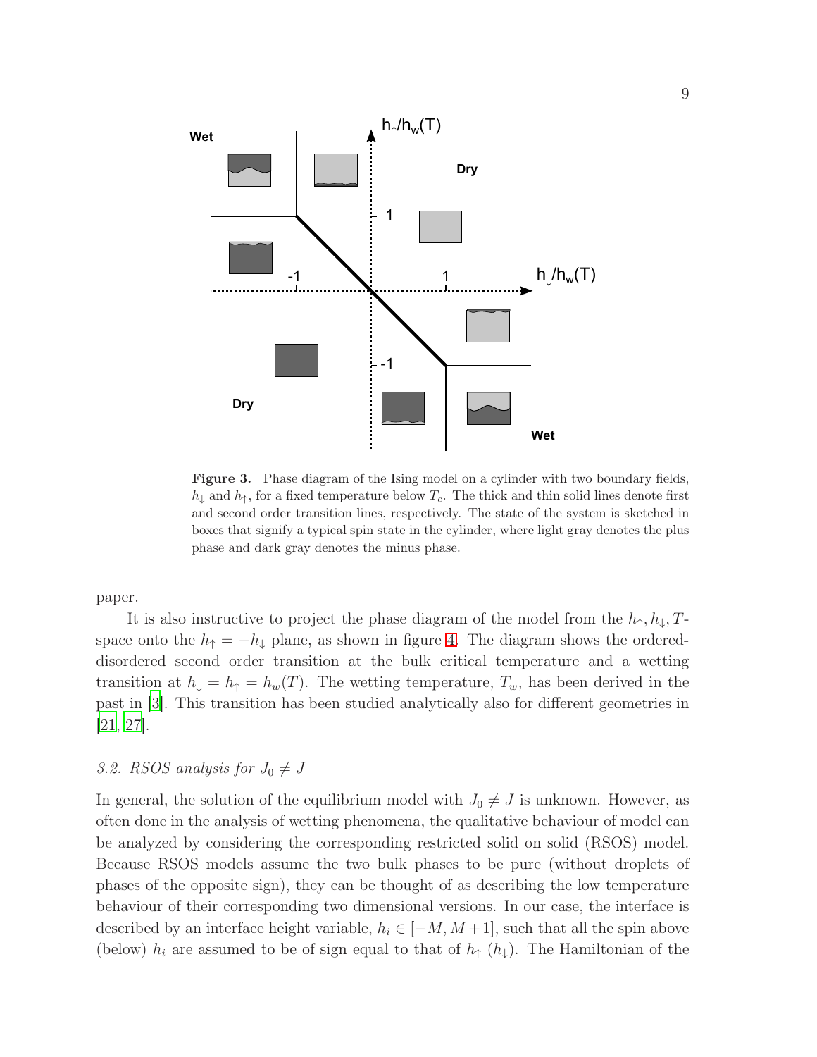**Figure 3.** Phase diagram of the Ising model on a cylinder with two boundary fields, $h_\downarrow$ and $h_\uparrow$, for a fixed temperature below $T_c$. The thick and thin solid lines denote first and second order transition lines, respectively. The state of the system is sketched in boxes that signify a typical spin state in the cylinder, where light gray denotes the plus phase and dark gray denotes the minus phase.

paper.

It is also instructive to project the phase diagram of the model from the $h_\uparrow, h_\downarrow, T$-space onto the $h_\uparrow = -h_\downarrow$ plane, as shown in figure 4. The diagram shows the ordered-disordered second order transition at the bulk critical temperature and a wetting transition at $h_\downarrow = h_\uparrow = h_w(T)$. The wetting temperature, $T_w$, has been derived in the past in [3]. This transition has been studied analytically also for different geometries in [21, 27].

### 3.2. RSOS analysis for $J_0 \neq J$

In general, the solution of the equilibrium model with $J_0 \neq J$ is unknown. However, as often done in the analysis of wetting phenomena, the qualitative behaviour of model can be analyzed by considering the corresponding restricted solid on solid (RSOS) model. Because RSOS models assume the two bulk phases to be pure (without droplets of phases of the opposite sign), they can be thought of as describing the low temperature behaviour of their corresponding two dimensional versions. In our case, the interface is described by an interface height variable, $h_i \in [-M, M+1]$, such that all the spin above (below) $h_i$ are assumed to be of sign equal to that of $h_\uparrow$ ($h_\downarrow$). The Hamiltonian of the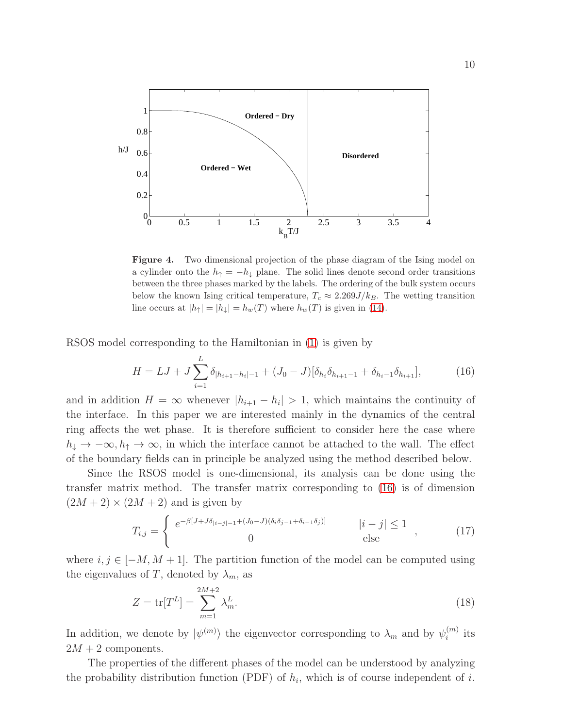**Figure 4.** Two dimensional projection of the phase diagram of the Ising model on a cylinder onto the $h_\uparrow = -h_\downarrow$ plane. The solid lines denote second order transitions between the three phases marked by the labels. The ordering of the bulk system occurs below the known Ising critical temperature, $T_c \approx 2.269 J/k_B$. The wetting transition line occurs at $|h_\uparrow| = |h_\downarrow| = h_w(T)$ where $h_w(T)$ is given in (14).

RSOS model corresponding to the Hamiltonian in (1) is given by

$$H = LJ + J\sum_{i=1}^{L} \delta_{|h_{i+1}-h_i|-1} + (J_0 - J)[\delta_{h_i}\delta_{h_{i+1}-1} + \delta_{h_i-1}\delta_{h_{i+1}}], \tag{16}$$

and in addition $H = \infty$ whenever $|h_{i+1} - h_i| > 1$, which maintains the continuity of the interface. In this paper we are interested mainly in the dynamics of the central ring affects the wet phase. It is therefore sufficient to consider here the case where $h_\downarrow \to -\infty, h_\uparrow \to \infty$, in which the interface cannot be attached to the wall. The effect of the boundary fields can in principle be analyzed using the method described below.

Since the RSOS model is one-dimensional, its analysis can be done using the transfer matrix method. The transfer matrix corresponding to (16) is of dimension $(2M+2) \times (2M+2)$ and is given by

$$T_{i,j} = \begin{cases} e^{-\beta[J + J\delta_{|i-j|-1} + (J_0-J)(\delta_i\delta_{j-1} + \delta_{i-1}\delta_j)]} & |i-j| \leq 1 \\ 0 & \text{else} \end{cases}, \tag{17}$$

where $i, j \in [-M, M+1]$. The partition function of the model can be computed using the eigenvalues of $T$, denoted by $\lambda_m$, as

$$Z = \text{tr}[T^L] = \sum_{m=1}^{2M+2} \lambda_m^L. \tag{18}$$

In addition, we denote by $|\psi^{(m)}\rangle$ the eigenvector corresponding to $\lambda_m$ and by $\psi_i^{(m)}$ its $2M+2$ components.

The properties of the different phases of the model can be understood by analyzing the probability distribution function (PDF) of $h_i$, which is of course independent of $i$.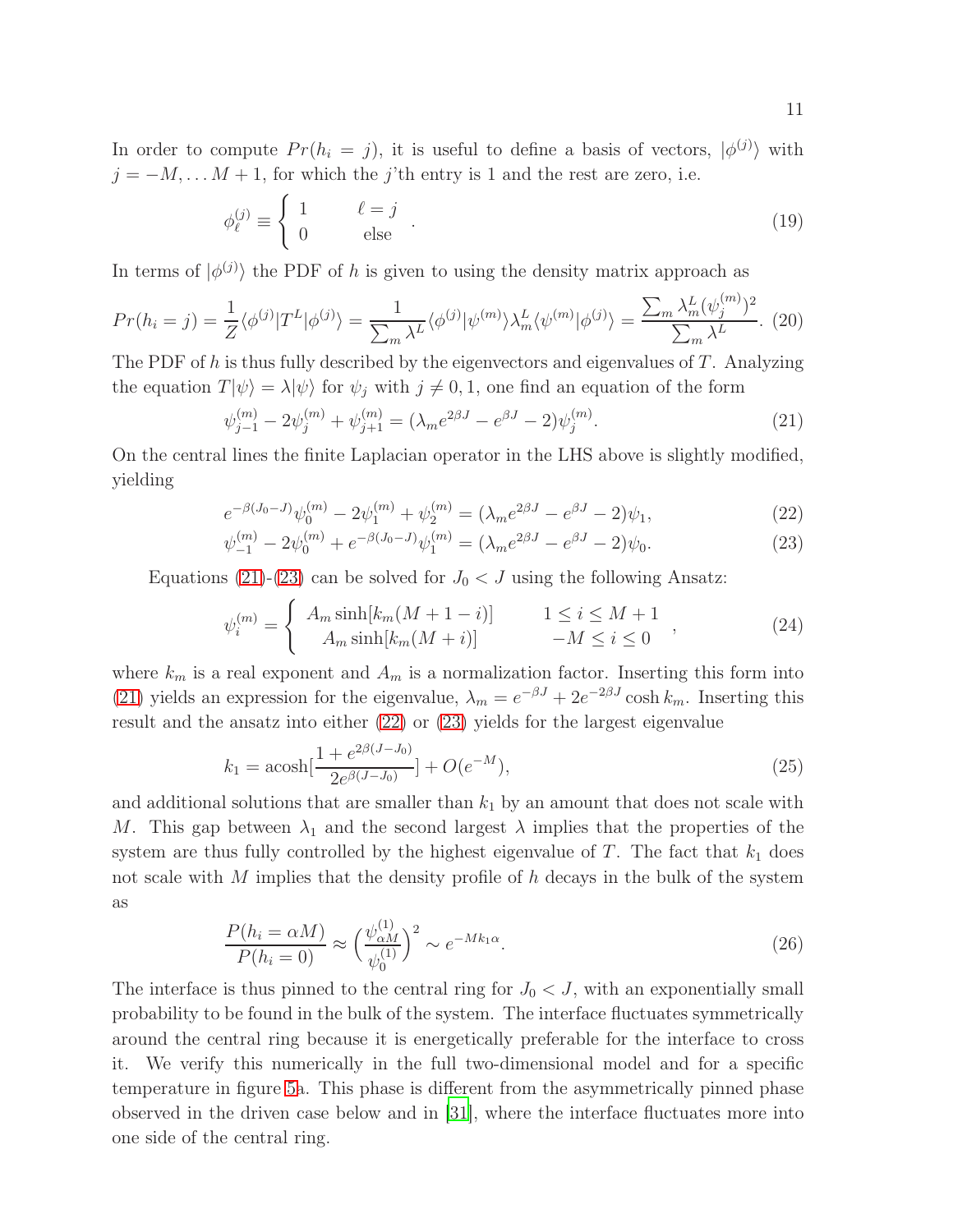In order to compute $Pr(h_i = j)$, it is useful to define a basis of vectors, $|\phi^{(j)}\rangle$ with $j = -M, \dots M+1$, for which the $j$'th entry is 1 and the rest are zero, i.e.

$$\phi^{(j)}_\ell \equiv \begin{cases} 1 & \ell = j \\ 0 & \text{else} \end{cases} . \tag{19}$$

In terms of $|\phi^{(j)}\rangle$ the PDF of $h$ is given to using the density matrix approach as

$$Pr(h_i = j) = \frac{1}{Z}\langle\phi^{(j)}|T^L|\phi^{(j)}\rangle = \frac{1}{\sum_m \lambda^L}\langle\phi^{(j)}|\psi^{(m)}\rangle\lambda_m^L\langle\psi^{(m)}|\phi^{(j)}\rangle = \frac{\sum_m \lambda_m^L(\psi_j^{(m)})^2}{\sum_m \lambda^L}. \tag{20}$$

The PDF of $h$ is thus fully described by the eigenvectors and eigenvalues of $T$. Analyzing the equation $T|\psi\rangle = \lambda|\psi\rangle$ for $\psi_j$ with $j \neq 0, 1$, one find an equation of the form

$$\psi^{(m)}_{j-1} - 2\psi^{(m)}_j + \psi^{(m)}_{j+1} = (\lambda_m e^{2\beta J} - e^{\beta J} - 2)\psi^{(m)}_j. \tag{21}$$

On the central lines the finite Laplacian operator in the LHS above is slightly modified, yielding

$$e^{-\beta(J_0 - J)}\psi^{(m)}_0 - 2\psi^{(m)}_1 + \psi^{(m)}_2 = (\lambda_m e^{2\beta J} - e^{\beta J} - 2)\psi_1, \tag{22}$$

$$\psi^{(m)}_{-1} - 2\psi^{(m)}_0 + e^{-\beta(J_0 - J)}\psi^{(m)}_1 = (\lambda_m e^{2\beta J} - e^{\beta J} - 2)\psi_0. \tag{23}$$

Equations (21)-(23) can be solved for $J_0 < J$ using the following Ansatz:

$$\psi^{(m)}_i = \begin{cases} A_m \sinh[k_m(M+1-i)] & 1 \le i \le M+1 \\ A_m \sinh[k_m(M+i)] & -M \le i \le 0 \end{cases} , \tag{24}$$

where $k_m$ is a real exponent and $A_m$ is a normalization factor. Inserting this form into (21) yields an expression for the eigenvalue, $\lambda_m = e^{-\beta J} + 2e^{-2\beta J}\cosh k_m$. Inserting this result and the ansatz into either (22) or (23) yields for the largest eigenvalue

$$k_1 = \text{acosh}[\frac{1 + e^{2\beta(J - J_0)}}{2e^{\beta(J - J_0)}}] + O(e^{-M}), \tag{25}$$

and additional solutions that are smaller than $k_1$ by an amount that does not scale with $M$. This gap between $\lambda_1$ and the second largest $\lambda$ implies that the properties of the system are thus fully controlled by the highest eigenvalue of $T$. The fact that $k_1$ does not scale with $M$ implies that the density profile of $h$ decays in the bulk of the system as

$$\frac{P(h_i = \alpha M)}{P(h_i = 0)} \approx \Big(\frac{\psi^{(1)}_{\alpha M}}{\psi^{(1)}_0}\Big)^2 \sim e^{-Mk_1\alpha}. \tag{26}$$

The interface is thus pinned to the central ring for $J_0 < J$, with an exponentially small probability to be found in the bulk of the system. The interface fluctuates symmetrically around the central ring because it is energetically preferable for the interface to cross it. We verify this numerically in the full two-dimensional model and for a specific temperature in figure 5a. This phase is different from the asymmetrically pinned phase observed in the driven case below and in [31], where the interface fluctuates more into one side of the central ring.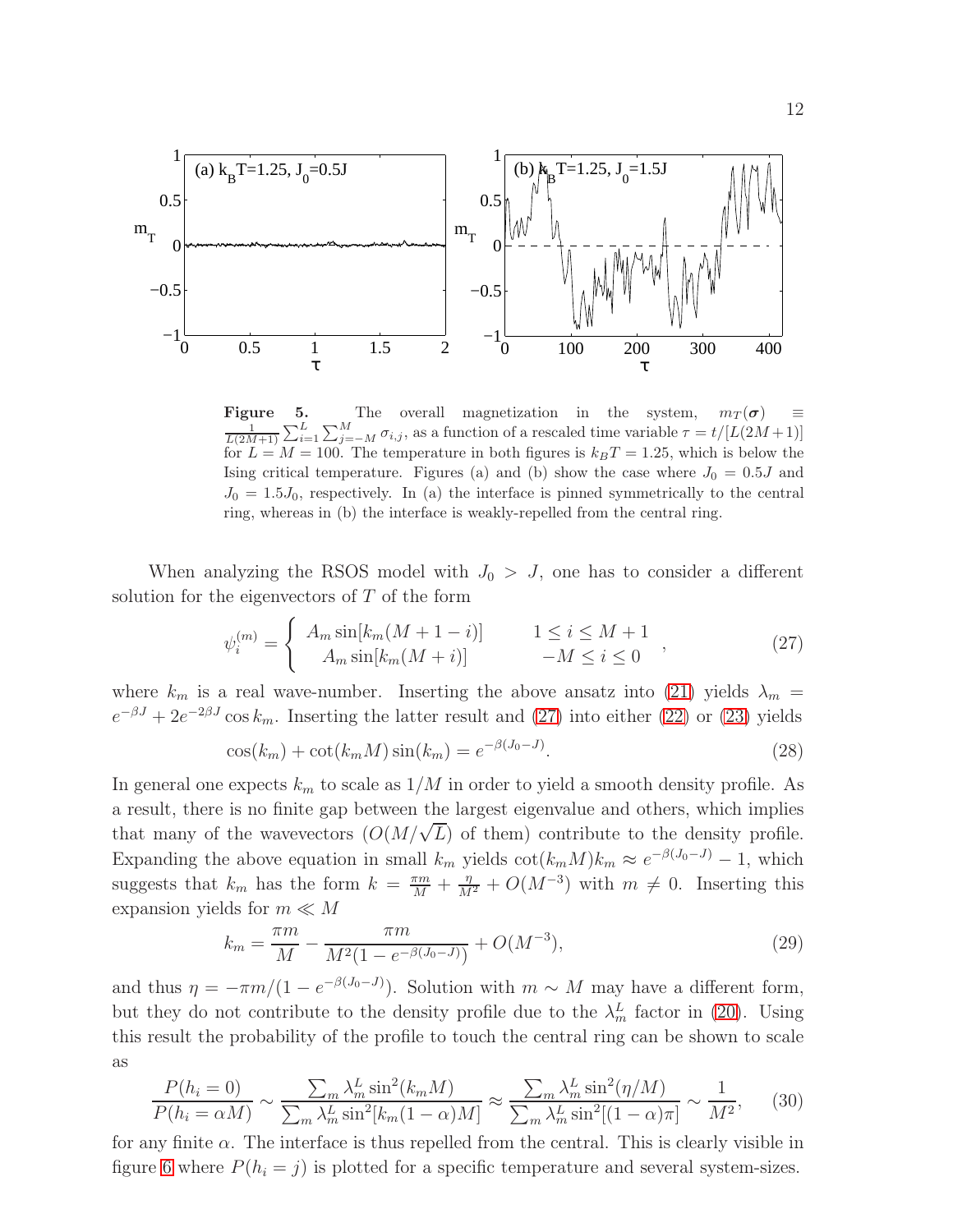**Figure 5.** The overall magnetization in the system, $m_T(\boldsymbol{\sigma}) \equiv \frac{1}{L(2M+1)}\sum_{i=1}^{L}\sum_{j=-M}^{M}\sigma_{i,j}$, as a function of a rescaled time variable $\tau = t/[L(2M+1)]$ for $L = M = 100$. The temperature in both figures is $k_BT = 1.25$, which is below the Ising critical temperature. Figures (a) and (b) show the case where $J_0 = 0.5J$ and $J_0 = 1.5J_0$, respectively. In (a) the interface is pinned symmetrically to the central ring, whereas in (b) the interface is weakly-repelled from the central ring.

When analyzing the RSOS model with $J_0 > J$, one has to consider a different solution for the eigenvectors of $T$ of the form

$$\psi_i^{(m)} = \begin{cases} A_m \sin[k_m(M+1-i)] & 1 \le i \le M+1 \\ A_m \sin[k_m(M+i)] & -M \le i \le 0 \end{cases}, \tag{27}$$

where $k_m$ is a real wave-number. Inserting the above ansatz into (21) yields $\lambda_m = e^{-\beta J} + 2e^{-2\beta J}\cos k_m$. Inserting the latter result and (27) into either (22) or (23) yields

$$\cos(k_m) + \cot(k_m M)\sin(k_m) = e^{-\beta(J_0-J)}. \tag{28}$$

In general one expects $k_m$ to scale as $1/M$ in order to yield a smooth density profile. As a result, there is no finite gap between the largest eigenvalue and others, which implies that many of the wavevectors ($O(M/\sqrt{L})$ of them) contribute to the density profile. Expanding the above equation in small $k_m$ yields $\cot(k_m M)k_m \approx e^{-\beta(J_0-J)} - 1$, which suggests that $k_m$ has the form $k = \frac{\pi m}{M} + \frac{\eta}{M^2} + O(M^{-3})$ with $m \neq 0$. Inserting this expansion yields for $m \ll M$

$$k_m = \frac{\pi m}{M} - \frac{\pi m}{M^2(1 - e^{-\beta(J_0-J)})} + O(M^{-3}), \tag{29}$$

and thus $\eta = -\pi m/(1 - e^{-\beta(J_0-J)})$. Solution with $m \sim M$ may have a different form, but they do not contribute to the density profile due to the $\lambda_m^L$ factor in (20). Using this result the probability of the profile to touch the central ring can be shown to scale as

$$\frac{P(h_i = 0)}{P(h_i = \alpha M)} \sim \frac{\sum_m \lambda_m^L \sin^2(k_m M)}{\sum_m \lambda_m^L \sin^2[k_m(1-\alpha)M]} \approx \frac{\sum_m \lambda_m^L \sin^2(\eta/M)}{\sum_m \lambda_m^L \sin^2[(1-\alpha)\pi]} \sim \frac{1}{M^2}, \tag{30}$$

for any finite $\alpha$. The interface is thus repelled from the central. This is clearly visible in figure 6 where $P(h_i = j)$ is plotted for a specific temperature and several system-sizes.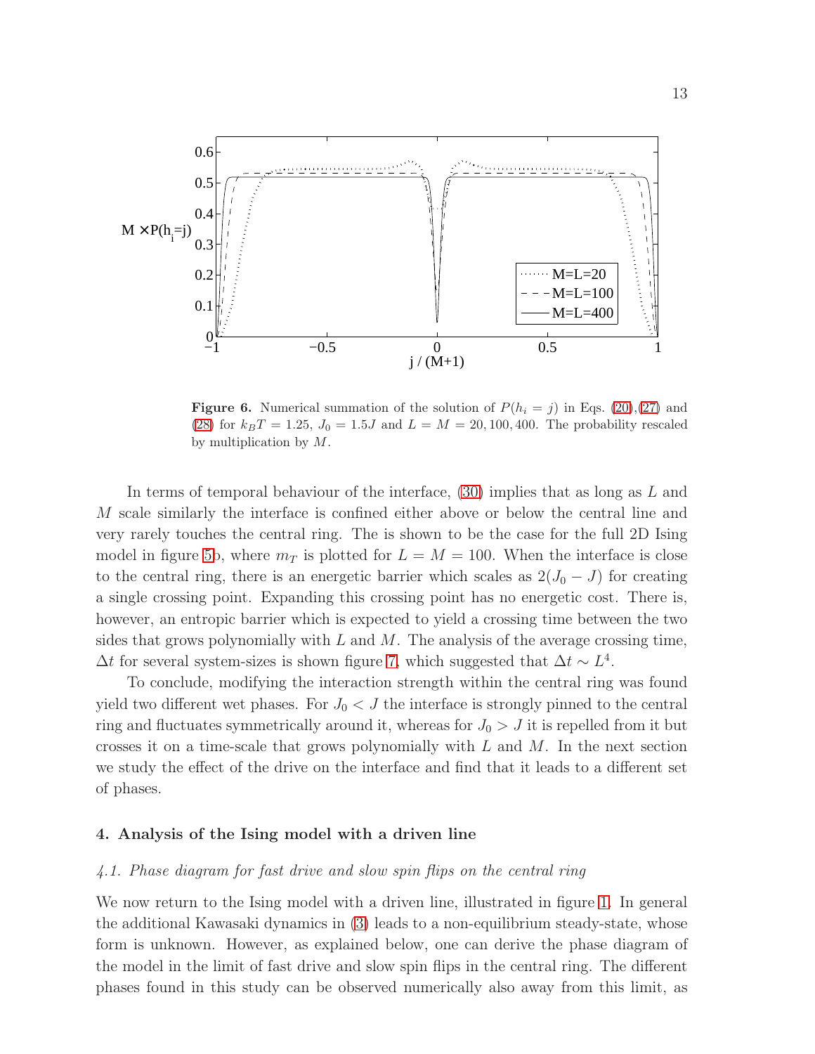**Figure 6.** Numerical summation of the solution of $P(h_i = j)$ in Eqs. (20),(27) and (28) for $k_BT = 1.25$, $J_0 = 1.5J$ and $L = M = 20, 100, 400$. The probability rescaled by multiplication by $M$.

In terms of temporal behaviour of the interface, (30) implies that as long as $L$ and $M$ scale similarly the interface is confined either above or below the central line and very rarely touches the central ring. The is shown to be the case for the full 2D Ising model in figure 5b, where $m_T$ is plotted for $L = M = 100$. When the interface is close to the central ring, there is an energetic barrier which scales as $2(J_0 - J)$ for creating a single crossing point. Expanding this crossing point has no energetic cost. There is, however, an entropic barrier which is expected to yield a crossing time between the two sides that grows polynomially with $L$ and $M$. The analysis of the average crossing time, $\Delta t$ for several system-sizes is shown figure 7, which suggested that $\Delta t \sim L^4$.

To conclude, modifying the interaction strength within the central ring was found yield two different wet phases. For $J_0 < J$ the interface is strongly pinned to the central ring and fluctuates symmetrically around it, whereas for $J_0 > J$ it is repelled from it but crosses it on a time-scale that grows polynomially with $L$ and $M$. In the next section we study the effect of the drive on the interface and find that it leads to a different set of phases.

## 4. Analysis of the Ising model with a driven line

### 4.1. Phase diagram for fast drive and slow spin flips on the central ring

We now return to the Ising model with a driven line, illustrated in figure 1. In general the additional Kawasaki dynamics in (3) leads to a non-equilibrium steady-state, whose form is unknown. However, as explained below, one can derive the phase diagram of the model in the limit of fast drive and slow spin flips in the central ring. The different phases found in this study can be observed numerically also away from this limit, as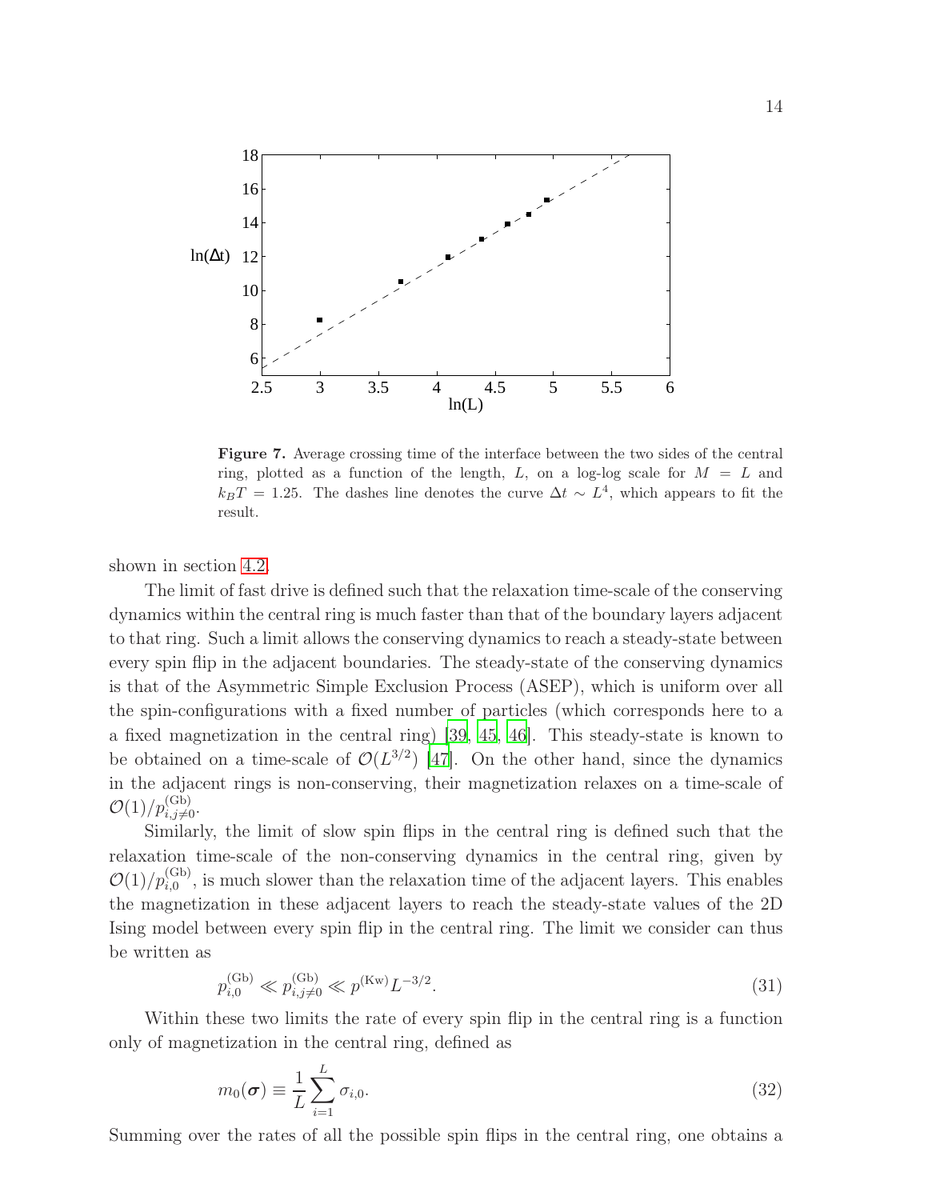**Figure 7.** Average crossing time of the interface between the two sides of the central ring, plotted as a function of the length, $L$, on a log-log scale for $M = L$ and $k_BT = 1.25$. The dashes line denotes the curve $\Delta t \sim L^4$, which appears to fit the result.

shown in section 4.2.

The limit of fast drive is defined such that the relaxation time-scale of the conserving dynamics within the central ring is much faster than that of the boundary layers adjacent to that ring. Such a limit allows the conserving dynamics to reach a steady-state between every spin flip in the adjacent boundaries. The steady-state of the conserving dynamics is that of the Asymmetric Simple Exclusion Process (ASEP), which is uniform over all the spin-configurations with a fixed number of particles (which corresponds here to a a fixed magnetization in the central ring) [39, 45, 46]. This steady-state is known to be obtained on a time-scale of $\mathcal{O}(L^{3/2})$ [47]. On the other hand, since the dynamics in the adjacent rings is non-conserving, their magnetization relaxes on a time-scale of $\mathcal{O}(1)/p^{(\mathrm{Gb})}_{i,j\neq 0}$.

Similarly, the limit of slow spin flips in the central ring is defined such that the relaxation time-scale of the non-conserving dynamics in the central ring, given by $\mathcal{O}(1)/p^{(\mathrm{Gb})}_{i,0}$, is much slower than the relaxation time of the adjacent layers. This enables the magnetization in these adjacent layers to reach the steady-state values of the 2D Ising model between every spin flip in the central ring. The limit we consider can thus be written as

$$p^{(\mathrm{Gb})}_{i,0} \ll p^{(\mathrm{Gb})}_{i,j\neq 0} \ll p^{(\mathrm{Kw})} L^{-3/2}. \tag{31}$$

Within these two limits the rate of every spin flip in the central ring is a function only of magnetization in the central ring, defined as

$$m_0(\boldsymbol{\sigma}) \equiv \frac{1}{L}\sum_{i=1}^{L} \sigma_{i,0}. \tag{32}$$

Summing over the rates of all the possible spin flips in the central ring, one obtains a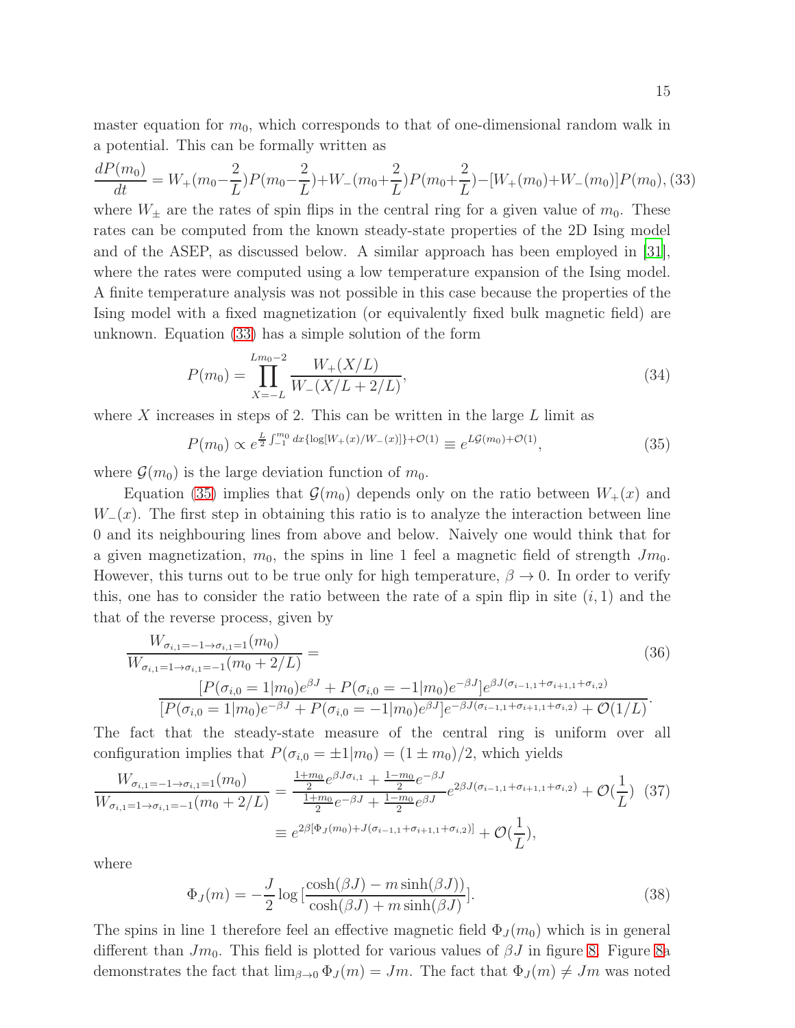master equation for $m_0$, which corresponds to that of one-dimensional random walk in a potential. This can be formally written as

$$\frac{dP(m_0)}{dt} = W_+(m_0-\frac{2}{L})P(m_0-\frac{2}{L})+W_-(m_0+\frac{2}{L})P(m_0+\frac{2}{L})-[W_+(m_0)+W_-(m_0)]P(m_0), \quad (33)$$

where $W_\pm$ are the rates of spin flips in the central ring for a given value of $m_0$. These rates can be computed from the known steady-state properties of the 2D Ising model and of the ASEP, as discussed below. A similar approach has been employed in [31], where the rates were computed using a low temperature expansion of the Ising model. A finite temperature analysis was not possible in this case because the properties of the Ising model with a fixed magnetization (or equivalently fixed bulk magnetic field) are unknown. Equation (33) has a simple solution of the form

$$P(m_0) = \prod_{X=-L}^{Lm_0-2} \frac{W_+(X/L)}{W_-(X/L+2/L)}, \quad (34)$$

where $X$ increases in steps of 2. This can be written in the large $L$ limit as

$$P(m_0) \propto e^{\frac{L}{2}\int_{-1}^{m_0} dx\{\log[W_+(x)/W_-(x)]\}+\mathcal{O}(1)} \equiv e^{L\mathcal{G}(m_0)+\mathcal{O}(1)}, \quad (35)$$

where $\mathcal{G}(m_0)$ is the large deviation function of $m_0$.

Equation (35) implies that $\mathcal{G}(m_0)$ depends only on the ratio between $W_+(x)$ and $W_-(x)$. The first step in obtaining this ratio is to analyze the interaction between line 0 and its neighbouring lines from above and below. Naively one would think that for a given magnetization, $m_0$, the spins in line 1 feel a magnetic field of strength $Jm_0$. However, this turns out to be true only for high temperature, $\beta \to 0$. In order to verify this, one has to consider the ratio between the rate of a spin flip in site $(i, 1)$ and the that of the reverse process, given by

$$\frac{W_{\sigma_{i,1}=-1\to\sigma_{i,1}=1}(m_0)}{W_{\sigma_{i,1}=1\to\sigma_{i,1}=-1}(m_0+2/L)} = \quad (36)$$
$$\frac{[P(\sigma_{i,0}=1|m_0)e^{\beta J}+P(\sigma_{i,0}=-1|m_0)e^{-\beta J}]e^{\beta J(\sigma_{i-1,1}+\sigma_{i+1,1}+\sigma_{i,2})}}{[P(\sigma_{i,0}=1|m_0)e^{-\beta J}+P(\sigma_{i,0}=-1|m_0)e^{\beta J}]e^{-\beta J(\sigma_{i-1,1}+\sigma_{i+1,1}+\sigma_{i,2})}+\mathcal{O}(1/L)}.$$

The fact that the steady-state measure of the central ring is uniform over all configuration implies that $P(\sigma_{i,0} = \pm 1|m_0) = (1 \pm m_0)/2$, which yields

$$\frac{W_{\sigma_{i,1}=-1\to\sigma_{i,1}=1}(m_0)}{W_{\sigma_{i,1}=1\to\sigma_{i,1}=-1}(m_0+2/L)} = \frac{\frac{1+m_0}{2}e^{\beta J\sigma_{i,1}}+\frac{1-m_0}{2}e^{-\beta J}}{\frac{1+m_0}{2}e^{-\beta J}+\frac{1-m_0}{2}e^{\beta J}}e^{2\beta J(\sigma_{i-1,1}+\sigma_{i+1,1}+\sigma_{i,2})}+\mathcal{O}(\frac{1}{L}) \quad (37)$$
$$\equiv e^{2\beta[\Phi_J(m_0)+J(\sigma_{i-1,1}+\sigma_{i+1,1}+\sigma_{i,2})]}+\mathcal{O}(\frac{1}{L}),$$

where

$$\Phi_J(m) = -\frac{J}{2}\log\left[\frac{\cosh(\beta J) - m\sinh(\beta J))}{\cosh(\beta J) + m\sinh(\beta J)}\right]. \quad (38)$$

The spins in line 1 therefore feel an effective magnetic field $\Phi_J(m_0)$ which is in general different than $Jm_0$. This field is plotted for various values of $\beta J$ in figure 8. Figure 8a demonstrates the fact that $\lim_{\beta\to 0}\Phi_J(m) = Jm$. The fact that $\Phi_J(m) \neq Jm$ was noted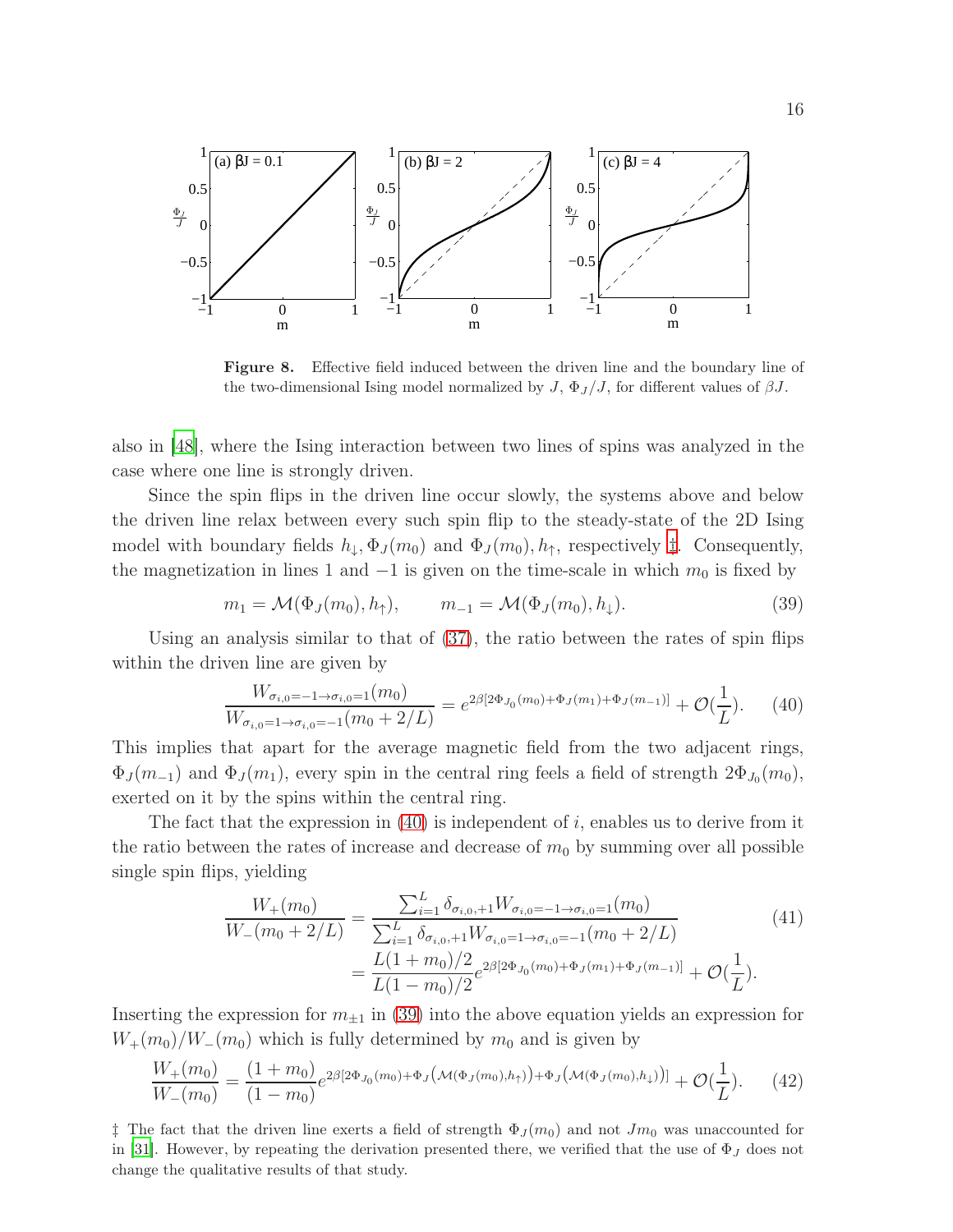**Figure 8.** Effective field induced between the driven line and the boundary line of the two-dimensional Ising model normalized by $J$, $\Phi_J/J$, for different values of $\beta J$.

also in [48], where the Ising interaction between two lines of spins was analyzed in the case where one line is strongly driven.

Since the spin flips in the driven line occur slowly, the systems above and below the driven line relax between every such spin flip to the steady-state of the 2D Ising model with boundary fields $h_\downarrow, \Phi_J(m_0)$ and $\Phi_J(m_0), h_\uparrow$, respectively ‡. Consequently, the magnetization in lines 1 and $-1$ is given on the time-scale in which $m_0$ is fixed by

$$m_1 = \mathcal{M}(\Phi_J(m_0), h_\uparrow), \qquad m_{-1} = \mathcal{M}(\Phi_J(m_0), h_\downarrow). \tag{39}$$

Using an analysis similar to that of (37), the ratio between the rates of spin flips within the driven line are given by

$$\frac{W_{\sigma_{i,0}=-1\to\sigma_{i,0}=1}(m_0)}{W_{\sigma_{i,0}=1\to\sigma_{i,0}=-1}(m_0+2/L)} = e^{2\beta[2\Phi_{J_0}(m_0)+\Phi_J(m_1)+\Phi_J(m_{-1})]} + \mathcal{O}(\frac{1}{L}). \tag{40}$$

This implies that apart for the average magnetic field from the two adjacent rings, $\Phi_J(m_{-1})$ and $\Phi_J(m_1)$, every spin in the central ring feels a field of strength $2\Phi_{J_0}(m_0)$, exerted on it by the spins within the central ring.

The fact that the expression in (40) is independent of $i$, enables us to derive from it the ratio between the rates of increase and decrease of $m_0$ by summing over all possible single spin flips, yielding

$$\begin{aligned}\frac{W_+(m_0)}{W_-(m_0+2/L)} &= \frac{\sum_{i=1}^{L}\delta_{\sigma_{i,0},+1}W_{\sigma_{i,0}=-1\to\sigma_{i,0}=1}(m_0)}{\sum_{i=1}^{L}\delta_{\sigma_{i,0},+1}W_{\sigma_{i,0}=1\to\sigma_{i,0}=-1}(m_0+2/L)} \\ &= \frac{L(1+m_0)/2}{L(1-m_0)/2}e^{2\beta[2\Phi_{J_0}(m_0)+\Phi_J(m_1)+\Phi_J(m_{-1})]} + \mathcal{O}(\frac{1}{L}).\end{aligned} \tag{41}$$

Inserting the expression for $m_{\pm 1}$ in (39) into the above equation yields an expression for $W_+(m_0)/W_-(m_0)$ which is fully determined by $m_0$ and is given by

$$\frac{W_+(m_0)}{W_-(m_0)} = \frac{(1+m_0)}{(1-m_0)}e^{2\beta[2\Phi_{J_0}(m_0)+\Phi_J\left(\mathcal{M}(\Phi_J(m_0),h_\uparrow)\right)+\Phi_J\left(\mathcal{M}(\Phi_J(m_0),h_\downarrow)\right)]} + \mathcal{O}(\frac{1}{L}). \tag{42}$$

‡ The fact that the driven line exerts a field of strength $\Phi_J(m_0)$ and not $Jm_0$ was unaccounted for in [31]. However, by repeating the derivation presented there, we verified that the use of $\Phi_J$ does not change the qualitative results of that study.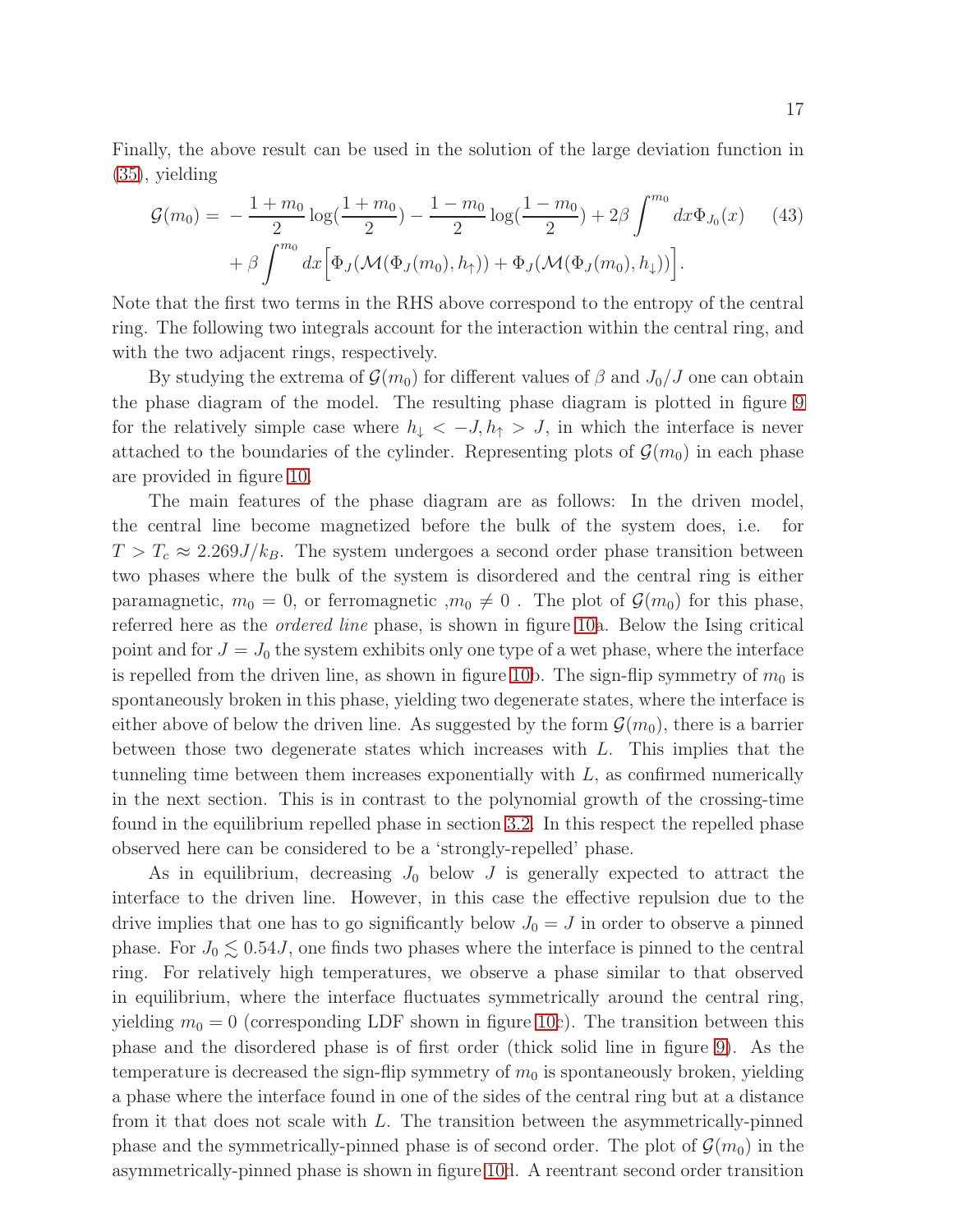Finally, the above result can be used in the solution of the large deviation function in (35), yielding

$$\mathcal{G}(m_0) = -\frac{1+m_0}{2}\log(\frac{1+m_0}{2}) - \frac{1-m_0}{2}\log(\frac{1-m_0}{2}) + 2\beta\int^{m_0} dx \Phi_{J_0}(x) \qquad (43)$$
$$+\beta\int^{m_0} dx \Big[\Phi_J(\mathcal{M}(\Phi_J(m_0), h_\uparrow)) + \Phi_J(\mathcal{M}(\Phi_J(m_0), h_\downarrow))\Big].$$

Note that the first two terms in the RHS above correspond to the entropy of the central ring. The following two integrals account for the interaction within the central ring, and with the two adjacent rings, respectively.

By studying the extrema of $\mathcal{G}(m_0)$ for different values of $\beta$ and $J_0/J$ one can obtain the phase diagram of the model. The resulting phase diagram is plotted in figure 9 for the relatively simple case where $h_\downarrow < -J, h_\uparrow > J$, in which the interface is never attached to the boundaries of the cylinder. Representing plots of $\mathcal{G}(m_0)$ in each phase are provided in figure 10.

The main features of the phase diagram are as follows: In the driven model, the central line become magnetized before the bulk of the system does, i.e. for $T > T_c \approx 2.269J/k_B$. The system undergoes a second order phase transition between two phases where the bulk of the system is disordered and the central ring is either paramagnetic, $m_0 = 0$, or ferromagnetic ,$m_0 \neq 0$ . The plot of $\mathcal{G}(m_0)$ for this phase, referred here as the *ordered line* phase, is shown in figure 10a. Below the Ising critical point and for $J = J_0$ the system exhibits only one type of a wet phase, where the interface is repelled from the driven line, as shown in figure 10b. The sign-flip symmetry of $m_0$ is spontaneously broken in this phase, yielding two degenerate states, where the interface is either above of below the driven line. As suggested by the form $\mathcal{G}(m_0)$, there is a barrier between those two degenerate states which increases with $L$. This implies that the tunneling time between them increases exponentially with $L$, as confirmed numerically in the next section. This is in contrast to the polynomial growth of the crossing-time found in the equilibrium repelled phase in section 3.2. In this respect the repelled phase observed here can be considered to be a 'strongly-repelled' phase.

As in equilibrium, decreasing $J_0$ below $J$ is generally expected to attract the interface to the driven line. However, in this case the effective repulsion due to the drive implies that one has to go significantly below $J_0 = J$ in order to observe a pinned phase. For $J_0 \lesssim 0.54J$, one finds two phases where the interface is pinned to the central ring. For relatively high temperatures, we observe a phase similar to that observed in equilibrium, where the interface fluctuates symmetrically around the central ring, yielding $m_0 = 0$ (corresponding LDF shown in figure 10c). The transition between this phase and the disordered phase is of first order (thick solid line in figure 9). As the temperature is decreased the sign-flip symmetry of $m_0$ is spontaneously broken, yielding a phase where the interface found in one of the sides of the central ring but at a distance from it that does not scale with $L$. The transition between the asymmetrically-pinned phase and the symmetrically-pinned phase is of second order. The plot of $\mathcal{G}(m_0)$ in the asymmetrically-pinned phase is shown in figure 10d. A reentrant second order transition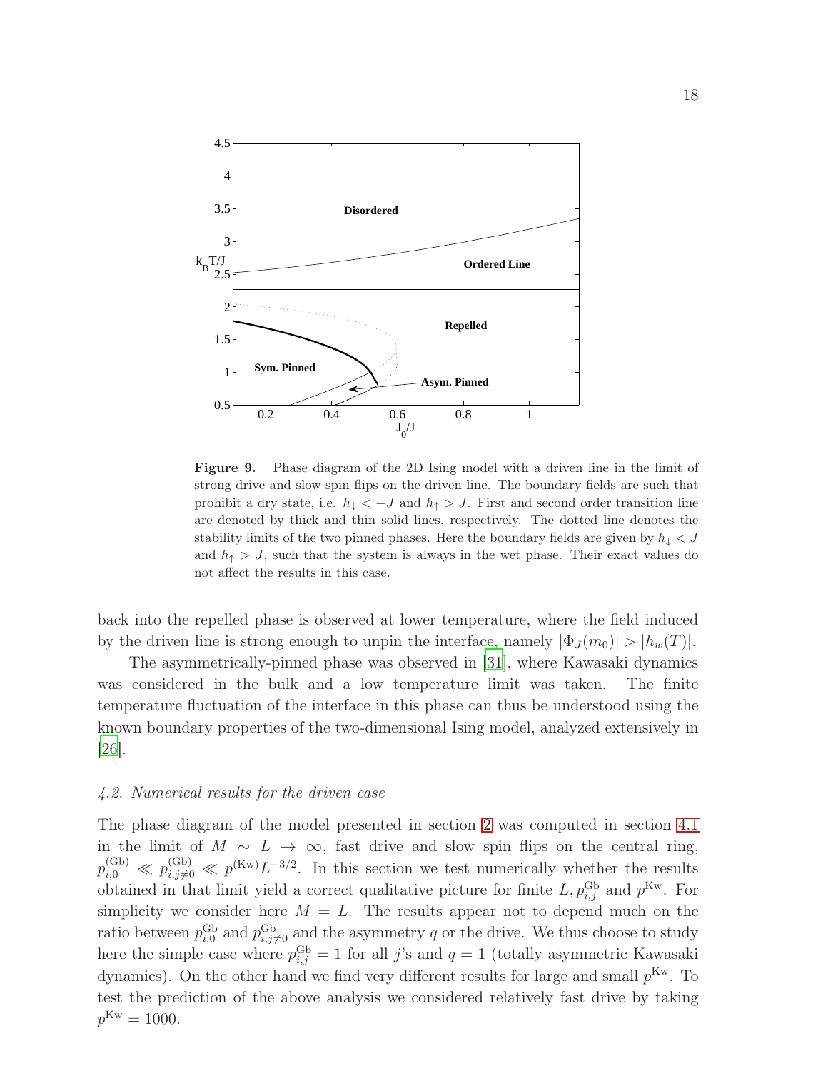**Figure 9.** Phase diagram of the 2D Ising model with a driven line in the limit of strong drive and slow spin flips on the driven line. The boundary fields are such that prohibit a dry state, i.e. $h_\downarrow < -J$ and $h_\uparrow > J$. First and second order transition line are denoted by thick and thin solid lines, respectively. The dotted line denotes the stability limits of the two pinned phases. Here the boundary fields are given by $h_\downarrow < J$ and $h_\uparrow > J$, such that the system is always in the wet phase. Their exact values do not affect the results in this case.

back into the repelled phase is observed at lower temperature, where the field induced by the driven line is strong enough to unpin the interface, namely $|\Phi_J(m_0)| > |h_w(T)|$.

The asymmetrically-pinned phase was observed in [31], where Kawasaki dynamics was considered in the bulk and a low temperature limit was taken. The finite temperature fluctuation of the interface in this phase can thus be understood using the known boundary properties of the two-dimensional Ising model, analyzed extensively in [26].

### 4.2. Numerical results for the driven case

The phase diagram of the model presented in section 2 was computed in section 4.1 in the limit of $M \sim L \to \infty$, fast drive and slow spin flips on the central ring, $p^{(\mathrm{Gb})}_{i,0} \ll p^{(\mathrm{Gb})}_{i,j\neq 0} \ll p^{(\mathrm{Kw})} L^{-3/2}$. In this section we test numerically whether the results obtained in that limit yield a correct qualitative picture for finite $L, p^{\mathrm{Gb}}_{i,j}$ and $p^{\mathrm{Kw}}$. For simplicity we consider here $M = L$. The results appear not to depend much on the ratio between $p^{\mathrm{Gb}}_{i,0}$ and $p^{\mathrm{Gb}}_{i,j\neq 0}$ and the asymmetry $q$ or the drive. We thus choose to study here the simple case where $p^{\mathrm{Gb}}_{i,j} = 1$ for all $j$'s and $q = 1$ (totally asymmetric Kawasaki dynamics). On the other hand we find very different results for large and small $p^{\mathrm{Kw}}$. To test the prediction of the above analysis we considered relatively fast drive by taking $p^{\mathrm{Kw}} = 1000$.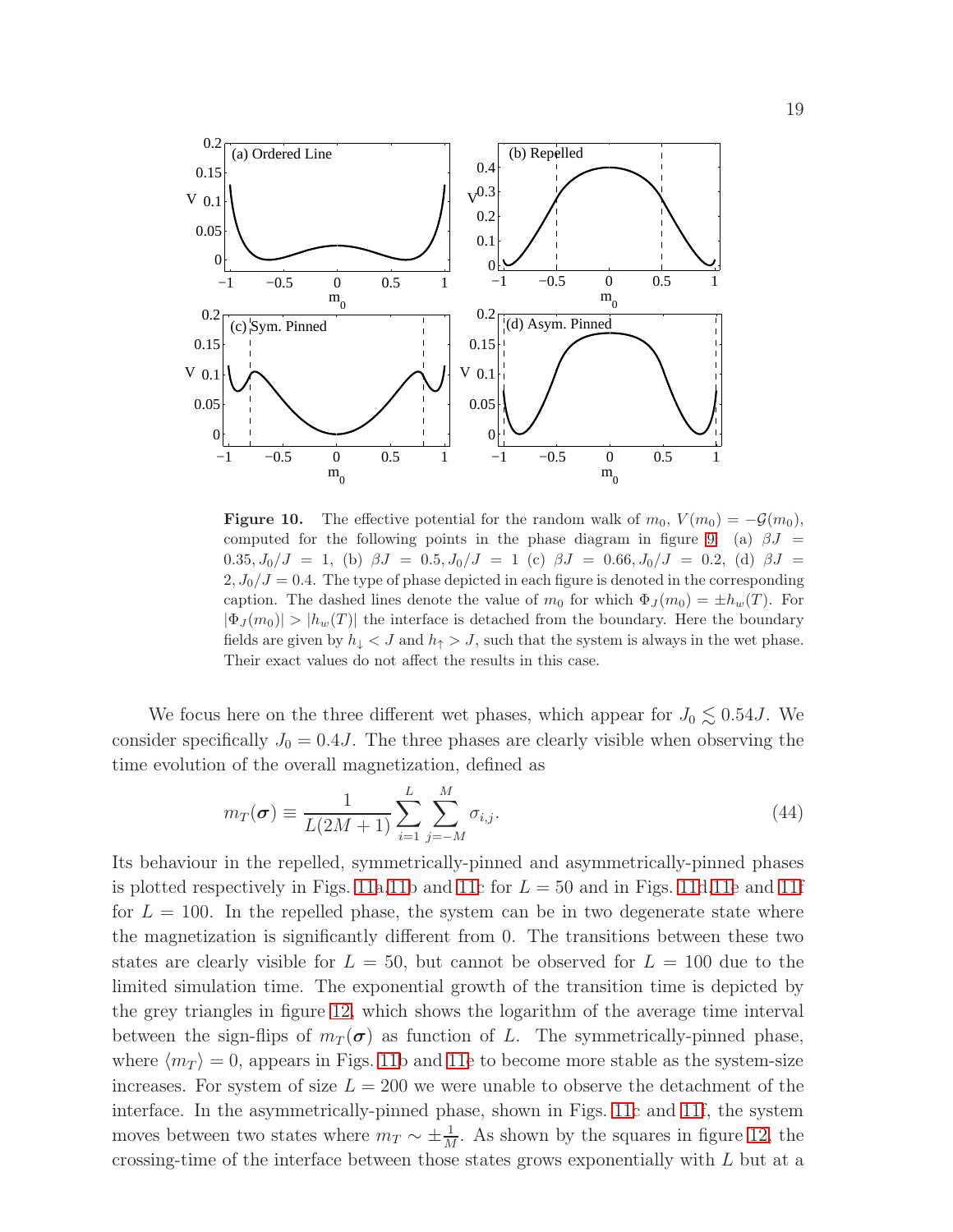**Figure 10.** The effective potential for the random walk of $m_0$, $V(m_0) = -\mathcal{G}(m_0)$, computed for the following points in the phase diagram in figure 9. (a) $\beta J = 0.35, J_0/J = 1$, (b) $\beta J = 0.5, J_0/J = 1$ (c) $\beta J = 0.66, J_0/J = 0.2$, (d) $\beta J = 2, J_0/J = 0.4$. The type of phase depicted in each figure is denoted in the corresponding caption. The dashed lines denote the value of $m_0$ for which $\Phi_J(m_0) = \pm h_w(T)$. For $|\Phi_J(m_0)| > |h_w(T)|$ the interface is detached from the boundary. Here the boundary fields are given by $h_\downarrow < J$ and $h_\uparrow > J$, such that the system is always in the wet phase. Their exact values do not affect the results in this case.

We focus here on the three different wet phases, which appear for $J_0 \lesssim 0.54J$. We consider specifically $J_0 = 0.4J$. The three phases are clearly visible when observing the time evolution of the overall magnetization, defined as

$$m_T(\boldsymbol{\sigma}) \equiv \frac{1}{L(2M+1)} \sum_{i=1}^{L} \sum_{j=-M}^{M} \sigma_{i,j}. \tag{44}$$

Its behaviour in the repelled, symmetrically-pinned and asymmetrically-pinned phases is plotted respectively in Figs. 11a,11b and 11c for $L = 50$ and in Figs. 11d,11e and 11f for $L = 100$. In the repelled phase, the system can be in two degenerate state where the magnetization is significantly different from 0. The transitions between these two states are clearly visible for $L = 50$, but cannot be observed for $L = 100$ due to the limited simulation time. The exponential growth of the transition time is depicted by the grey triangles in figure 12, which shows the logarithm of the average time interval between the sign-flips of $m_T(\boldsymbol{\sigma})$ as function of $L$. The symmetrically-pinned phase, where $\langle m_T \rangle = 0$, appears in Figs. 11b and 11e to become more stable as the system-size increases. For system of size $L = 200$ we were unable to observe the detachment of the interface. In the asymmetrically-pinned phase, shown in Figs. 11c and 11f, the system moves between two states where $m_T \sim \pm \frac{1}{M}$. As shown by the squares in figure 12, the crossing-time of the interface between those states grows exponentially with $L$ but at a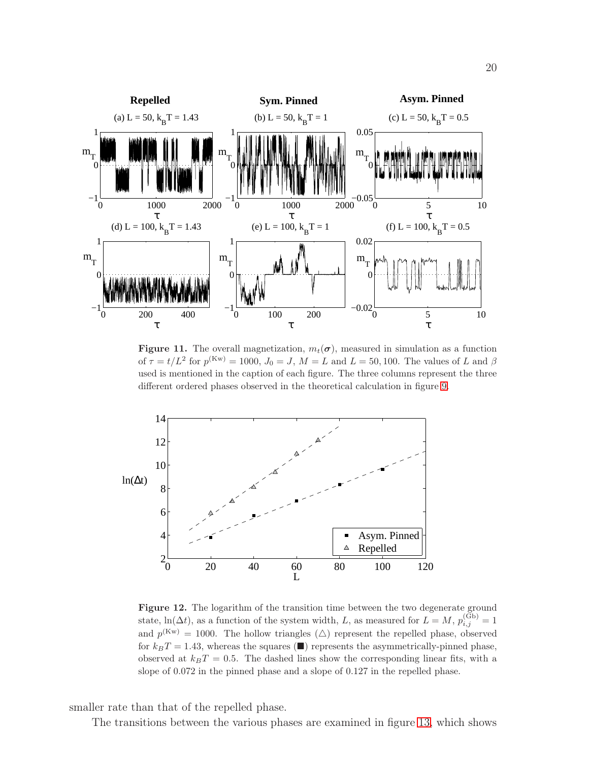**Figure 11.** The overall magnetization, $m_t(\boldsymbol{\sigma})$, measured in simulation as a function of $\tau = t/L^2$ for $p^{(\mathrm{Kw})} = 1000$, $J_0 = J$, $M = L$ and $L = 50, 100$. The values of $L$ and $\beta$ used is mentioned in the caption of each figure. The three columns represent the three different ordered phases observed in the theoretical calculation in figure 9.

**Figure 12.** The logarithm of the transition time between the two degenerate ground state, $\ln(\Delta t)$, as a function of the system width, $L$, as measured for $L = M$, $p^{(\mathrm{Gb})}_{i,j} = 1$ and $p^{(\mathrm{Kw})} = 1000$. The hollow triangles ($\triangle$) represent the repelled phase, observed for $k_BT = 1.43$, whereas the squares ($\blacksquare$) represents the asymmetrically-pinned phase, observed at $k_BT = 0.5$. The dashed lines show the corresponding linear fits, with a slope of 0.072 in the pinned phase and a slope of 0.127 in the repelled phase.

smaller rate than that of the repelled phase.

The transitions between the various phases are examined in figure 13, which shows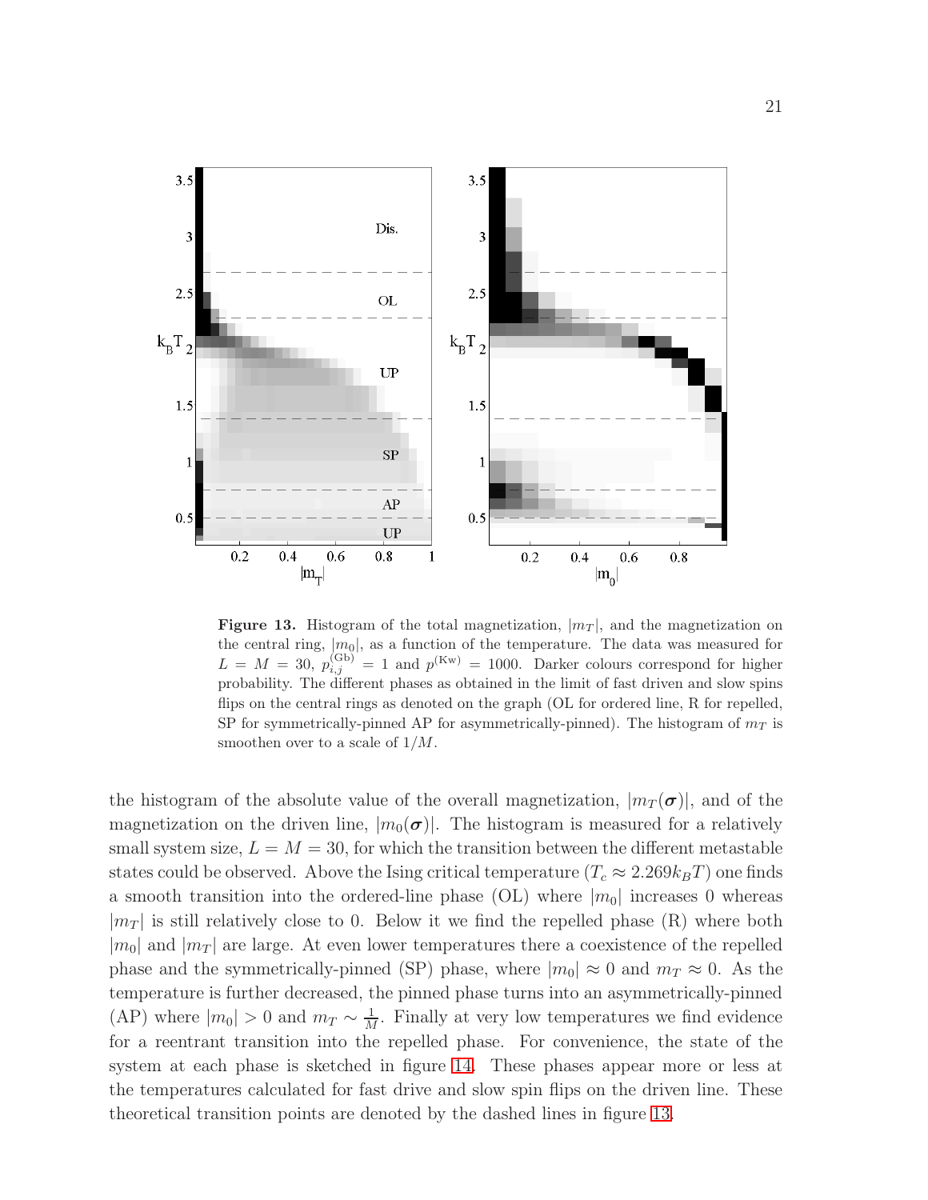**Figure 13.** Histogram of the total magnetization, $|m_T|$, and the magnetization on the central ring, $|m_0|$, as a function of the temperature. The data was measured for $L = M = 30$, $p^{(\mathrm{Gb})}_{i,j} = 1$ and $p^{(\mathrm{Kw})} = 1000$. Darker colours correspond for higher probability. The different phases as obtained in the limit of fast driven and slow spins flips on the central rings as denoted on the graph (OL for ordered line, R for repelled, SP for symmetrically-pinned AP for asymmetrically-pinned). The histogram of $m_T$ is smoothen over to a scale of $1/M$.

the histogram of the absolute value of the overall magnetization, $|m_T(\boldsymbol{\sigma})|$, and of the magnetization on the driven line, $|m_0(\boldsymbol{\sigma})|$. The histogram is measured for a relatively small system size, $L = M = 30$, for which the transition between the different metastable states could be observed. Above the Ising critical temperature ($T_c \approx 2.269 k_B T$) one finds a smooth transition into the ordered-line phase (OL) where $|m_0|$ increases 0 whereas $|m_T|$ is still relatively close to 0. Below it we find the repelled phase (R) where both $|m_0|$ and $|m_T|$ are large. At even lower temperatures there a coexistence of the repelled phase and the symmetrically-pinned (SP) phase, where $|m_0| \approx 0$ and $m_T \approx 0$. As the temperature is further decreased, the pinned phase turns into an asymmetrically-pinned (AP) where $|m_0| > 0$ and $m_T \sim \frac{1}{M}$. Finally at very low temperatures we find evidence for a reentrant transition into the repelled phase. For convenience, the state of the system at each phase is sketched in figure 14. These phases appear more or less at the temperatures calculated for fast drive and slow spin flips on the driven line. These theoretical transition points are denoted by the dashed lines in figure 13.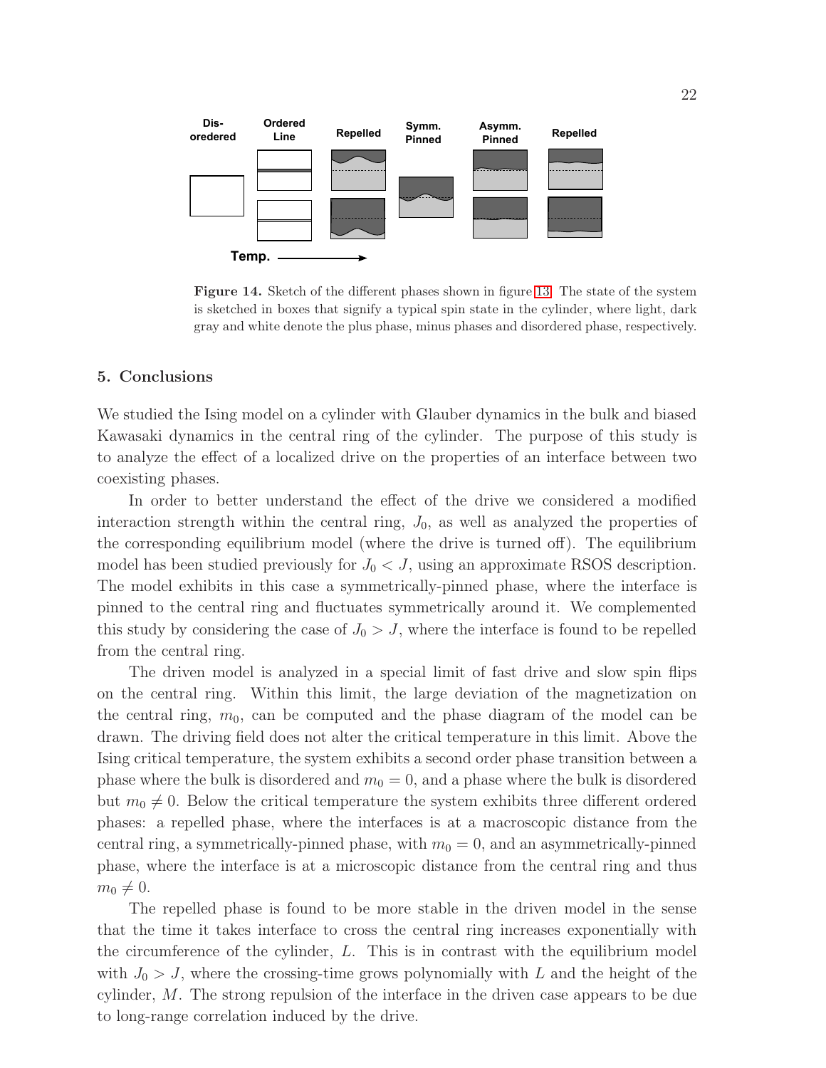Figure 14. Sketch of the different phases shown in figure 13. The state of the system is sketched in boxes that signify a typical spin state in the cylinder, where light, dark gray and white denote the plus phase, minus phases and disordered phase, respectively.

## 5. Conclusions

We studied the Ising model on a cylinder with Glauber dynamics in the bulk and biased Kawasaki dynamics in the central ring of the cylinder. The purpose of this study is to analyze the effect of a localized drive on the properties of an interface between two coexisting phases.

In order to better understand the effect of the drive we considered a modified interaction strength within the central ring, $J_0$, as well as analyzed the properties of the corresponding equilibrium model (where the drive is turned off). The equilibrium model has been studied previously for $J_0 < J$, using an approximate RSOS description. The model exhibits in this case a symmetrically-pinned phase, where the interface is pinned to the central ring and fluctuates symmetrically around it. We complemented this study by considering the case of $J_0 > J$, where the interface is found to be repelled from the central ring.

The driven model is analyzed in a special limit of fast drive and slow spin flips on the central ring. Within this limit, the large deviation of the magnetization on the central ring, $m_0$, can be computed and the phase diagram of the model can be drawn. The driving field does not alter the critical temperature in this limit. Above the Ising critical temperature, the system exhibits a second order phase transition between a phase where the bulk is disordered and $m_0 = 0$, and a phase where the bulk is disordered but $m_0 \neq 0$. Below the critical temperature the system exhibits three different ordered phases: a repelled phase, where the interfaces is at a macroscopic distance from the central ring, a symmetrically-pinned phase, with $m_0 = 0$, and an asymmetrically-pinned phase, where the interface is at a microscopic distance from the central ring and thus $m_0 \neq 0$.

The repelled phase is found to be more stable in the driven model in the sense that the time it takes interface to cross the central ring increases exponentially with the circumference of the cylinder, $L$. This is in contrast with the equilibrium model with $J_0 > J$, where the crossing-time grows polynomially with $L$ and the height of the cylinder, $M$. The strong repulsion of the interface in the driven case appears to be due to long-range correlation induced by the drive.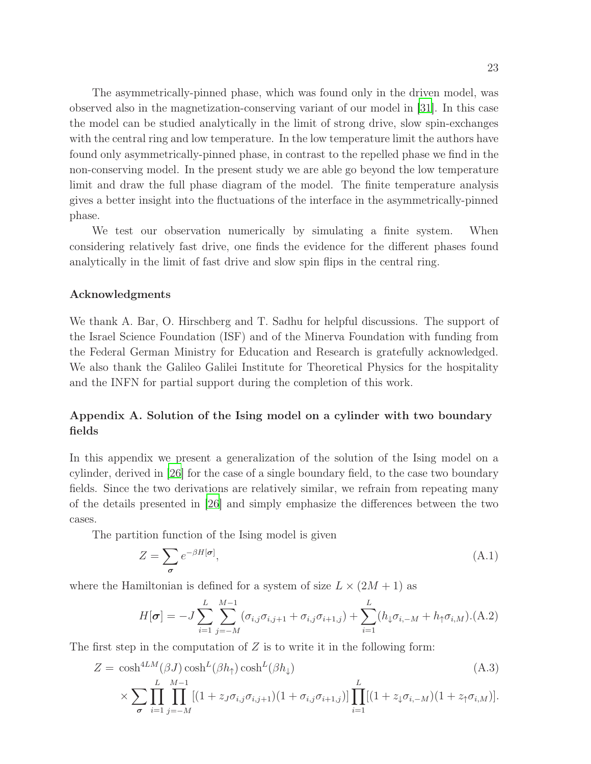The asymmetrically-pinned phase, which was found only in the driven model, was observed also in the magnetization-conserving variant of our model in [31]. In this case the model can be studied analytically in the limit of strong drive, slow spin-exchanges with the central ring and low temperature. In the low temperature limit the authors have found only asymmetrically-pinned phase, in contrast to the repelled phase we find in the non-conserving model. In the present study we are able go beyond the low temperature limit and draw the full phase diagram of the model. The finite temperature analysis gives a better insight into the fluctuations of the interface in the asymmetrically-pinned phase.

We test our observation numerically by simulating a finite system. When considering relatively fast drive, one finds the evidence for the different phases found analytically in the limit of fast drive and slow spin flips in the central ring.

### Acknowledgments

We thank A. Bar, O. Hirschberg and T. Sadhu for helpful discussions. The support of the Israel Science Foundation (ISF) and of the Minerva Foundation with funding from the Federal German Ministry for Education and Research is gratefully acknowledged. We also thank the Galileo Galilei Institute for Theoretical Physics for the hospitality and the INFN for partial support during the completion of this work.

## Appendix A. Solution of the Ising model on a cylinder with two boundary fields

In this appendix we present a generalization of the solution of the Ising model on a cylinder, derived in [26] for the case of a single boundary field, to the case two boundary fields. Since the two derivations are relatively similar, we refrain from repeating many of the details presented in [26] and simply emphasize the differences between the two cases.

The partition function of the Ising model is given

$$Z = \sum_{\boldsymbol{\sigma}} e^{-\beta H[\boldsymbol{\sigma}]}, \tag{A.1}$$

where the Hamiltonian is defined for a system of size $L \times (2M+1)$ as

$$H[\boldsymbol{\sigma}] = -J \sum_{i=1}^{L} \sum_{j=-M}^{M-1} (\sigma_{i,j}\sigma_{i,j+1} + \sigma_{i,j}\sigma_{i+1,j}) + \sum_{i=1}^{L} (h_{\downarrow}\sigma_{i,-M} + h_{\uparrow}\sigma_{i,M}). \tag{A.2}$$

The first step in the computation of $Z$ is to write it in the following form:

$$\begin{aligned} Z = \; & \cosh^{4LM}(\beta J)\cosh^{L}(\beta h_{\uparrow})\cosh^{L}(\beta h_{\downarrow}) \\ & \times \sum_{\boldsymbol{\sigma}} \prod_{i=1}^{L} \prod_{j=-M}^{M-1} [(1 + z_J \sigma_{i,j}\sigma_{i,j+1})(1 + \sigma_{i,j}\sigma_{i+1,j})] \prod_{i=1}^{L} [(1 + z_{\downarrow}\sigma_{i,-M})(1 + z_{\uparrow}\sigma_{i,M})]. \end{aligned} \tag{A.3}$$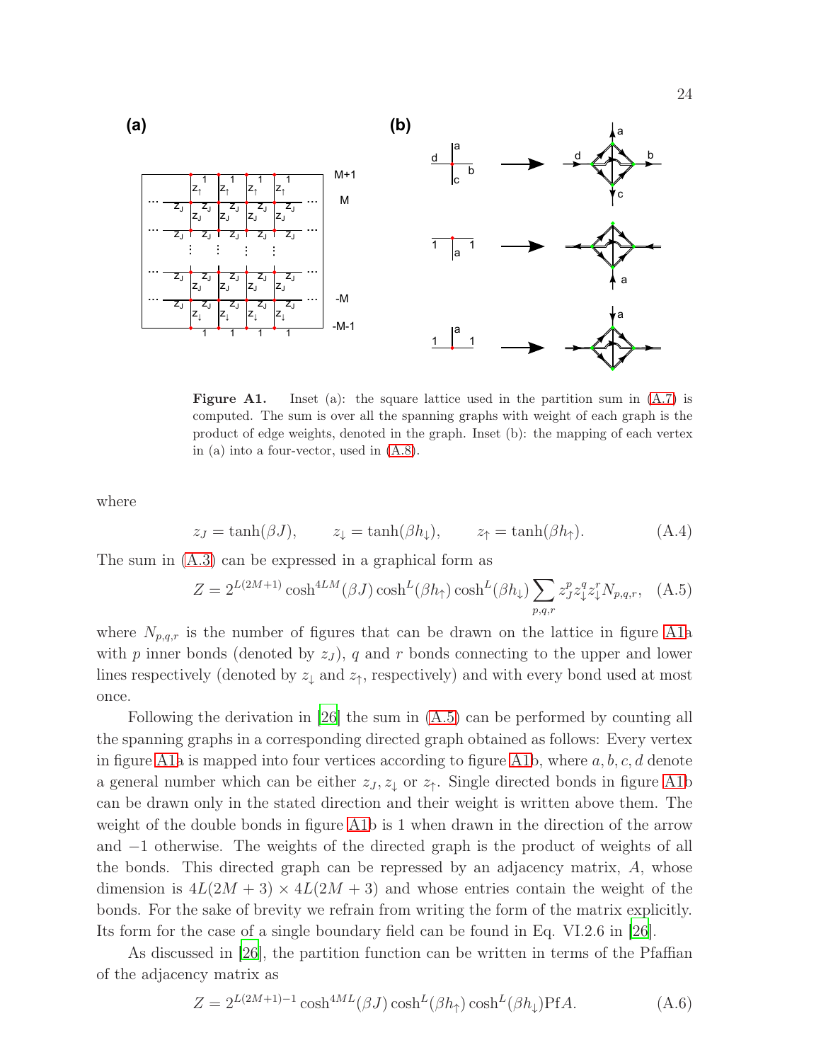**Figure A1.** Inset (a): the square lattice used in the partition sum in (A.7) is computed. The sum is over all the spanning graphs with weight of each graph is the product of edge weights, denoted in the graph. Inset (b): the mapping of each vertex in (a) into a four-vector, used in (A.8).

where

$$z_J = \tanh(\beta J), \qquad z_\downarrow = \tanh(\beta h_\downarrow), \qquad z_\uparrow = \tanh(\beta h_\uparrow). \tag{A.4}$$

The sum in (A.3) can be expressed in a graphical form as

$$Z = 2^{L(2M+1)} \cosh^{4LM}(\beta J) \cosh^L(\beta h_\uparrow) \cosh^L(\beta h_\downarrow) \sum_{p,q,r} z_J^p z_\downarrow^q z_\downarrow^r N_{p,q,r}, \tag{A.5}$$

where $N_{p,q,r}$ is the number of figures that can be drawn on the lattice in figure A1a with $p$ inner bonds (denoted by $z_J$), $q$ and $r$ bonds connecting to the upper and lower lines respectively (denoted by $z_\downarrow$ and $z_\uparrow$, respectively) and with every bond used at most once.

Following the derivation in [26] the sum in (A.5) can be performed by counting all the spanning graphs in a corresponding directed graph obtained as follows: Every vertex in figure A1a is mapped into four vertices according to figure A1b, where $a, b, c, d$ denote a general number which can be either $z_J, z_\downarrow$ or $z_\uparrow$. Single directed bonds in figure A1b can be drawn only in the stated direction and their weight is written above them. The weight of the double bonds in figure A1b is 1 when drawn in the direction of the arrow and $-1$ otherwise. The weights of the directed graph is the product of weights of all the bonds. This directed graph can be repressed by an adjacency matrix, $A$, whose dimension is $4L(2M+3) \times 4L(2M+3)$ and whose entries contain the weight of the bonds. For the sake of brevity we refrain from writing the form of the matrix explicitly. Its form for the case of a single boundary field can be found in Eq. VI.2.6 in [26].

As discussed in [26], the partition function can be written in terms of the Pfaffian of the adjacency matrix as

$$Z = 2^{L(2M+1)-1} \cosh^{4ML}(\beta J) \cosh^L(\beta h_\uparrow) \cosh^L(\beta h_\downarrow) \mathrm{Pf} A. \tag{A.6}$$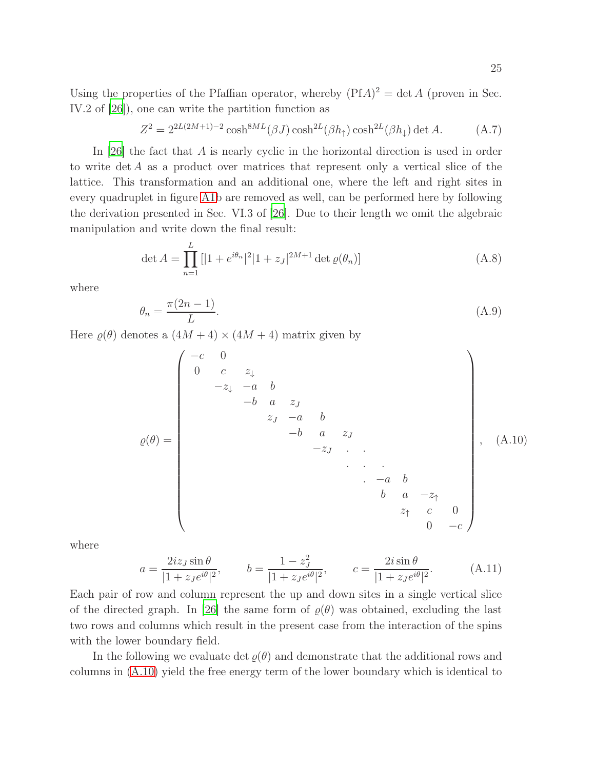Using the properties of the Pfaffian operator, whereby $(\mathrm{Pf}A)^2 = \det A$ (proven in Sec. IV.2 of [26]), one can write the partition function as

$$Z^2 = 2^{2L(2M+1)-2} \cosh^{8ML}(\beta J) \cosh^{2L}(\beta h_\uparrow) \cosh^{2L}(\beta h_\downarrow) \det A. \tag{A.7}$$

In [26] the fact that $A$ is nearly cyclic in the horizontal direction is used in order to write $\det A$ as a product over matrices that represent only a vertical slice of the lattice. This transformation and an additional one, where the left and right sites in every quadruplet in figure A1b are removed as well, can be performed here by following the derivation presented in Sec. VI.3 of [26]. Due to their length we omit the algebraic manipulation and write down the final result:

$$\det A = \prod_{n=1}^{L} \left[ |1 + e^{i\theta_n}|^2 |1 + z_J|^{2M+1} \det \varrho(\theta_n) \right] \tag{A.8}$$

where

$$\theta_n = \frac{\pi(2n-1)}{L}. \tag{A.9}$$

Here $\varrho(\theta)$ denotes a $(4M+4) \times (4M+4)$ matrix given by

$$\varrho(\theta) = \begin{pmatrix}
-c & 0 & & & & & & & & & & \\
0 & c & z_\downarrow & & & & & & & & & \\
& -z_\downarrow & -a & b & & & & & & & & \\
& & -b & a & z_J & & & & & & & \\
& & & z_J & -a & b & & & & & & \\
& & & & -b & a & z_J & & & & & \\
& & & & & -z_J & \cdot & \cdot & & & & \\
& & & & & & \cdot & \cdot & \cdot & & & \\
& & & & & & & \cdot & -a & b & & \\
& & & & & & & & b & a & -z_\uparrow & \\
& & & & & & & & & z_\uparrow & c & 0 \\
& & & & & & & & & & 0 & -c
\end{pmatrix}, \tag{A.10}$$

where

$$a = \frac{2iz_J \sin\theta}{|1 + z_J e^{i\theta}|^2}, \qquad b = \frac{1 - z_J^2}{|1 + z_J e^{i\theta}|^2}, \qquad c = \frac{2i \sin\theta}{|1 + z_J e^{i\theta}|^2}. \tag{A.11}$$

Each pair of row and column represent the up and down sites in a single vertical slice of the directed graph. In [26] the same form of $\varrho(\theta)$ was obtained, excluding the last two rows and columns which result in the present case from the interaction of the spins with the lower boundary field.

In the following we evaluate $\det \varrho(\theta)$ and demonstrate that the additional rows and columns in (A.10) yield the free energy term of the lower boundary which is identical to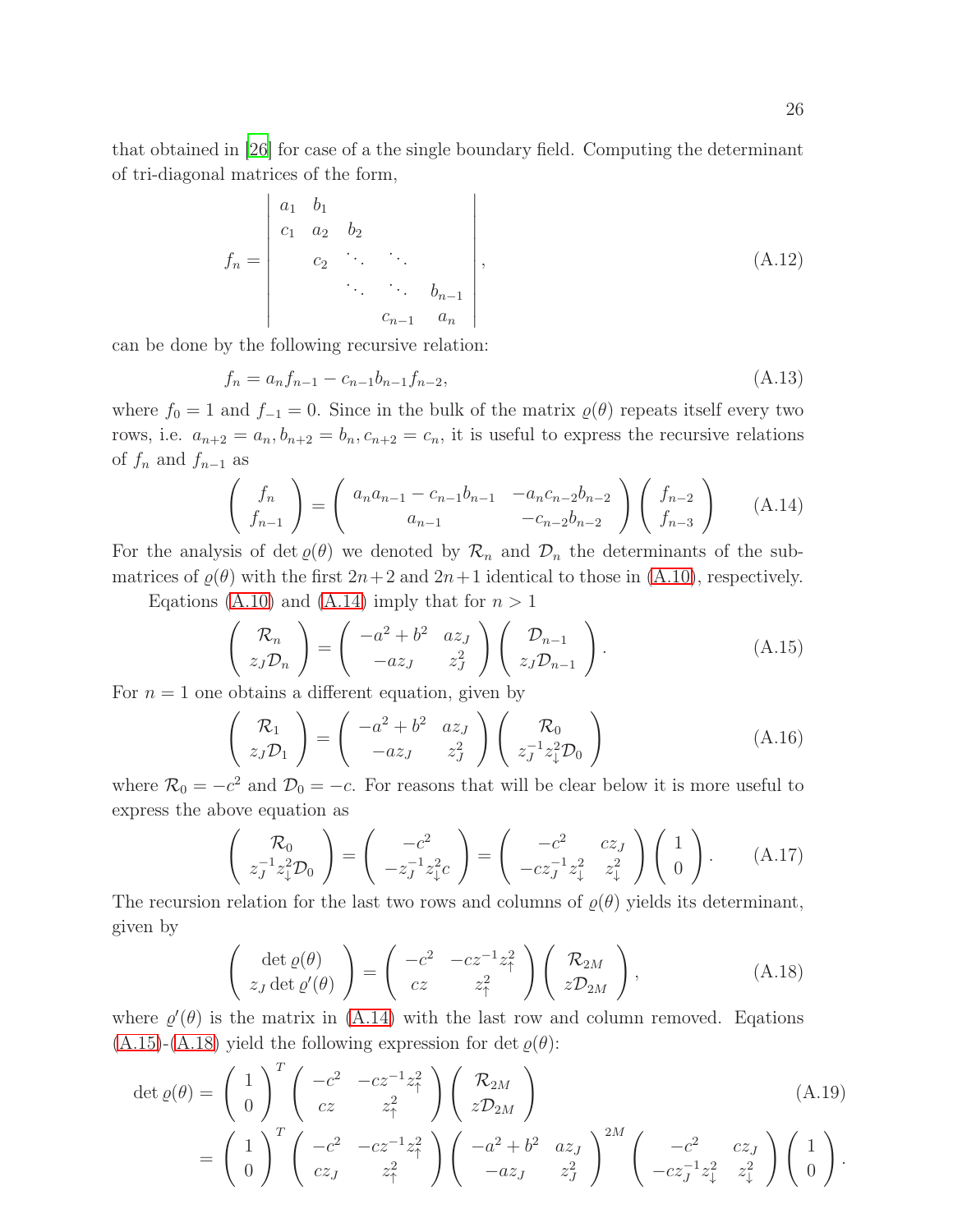that obtained in [26] for case of a the single boundary field. Computing the determinant of tri-diagonal matrices of the form,

$$
f_n = \begin{vmatrix} a_1 & b_1 & & & \\ c_1 & a_2 & b_2 & & \\ & c_2 & \ddots & \ddots & \\ & & \ddots & \ddots & b_{n-1} \\ & & & c_{n-1} & a_n \end{vmatrix}, \tag{A.12}
$$

can be done by the following recursive relation:

$$
f_n = a_n f_{n-1} - c_{n-1} b_{n-1} f_{n-2}, \tag{A.13}
$$

where $f_0 = 1$ and $f_{-1} = 0$. Since in the bulk of the matrix $\varrho(\theta)$ repeats itself every two rows, i.e. $a_{n+2} = a_n, b_{n+2} = b_n, c_{n+2} = c_n$, it is useful to express the recursive relations of $f_n$ and $f_{n-1}$ as

$$
\begin{pmatrix} f_n \\ f_{n-1} \end{pmatrix} = \begin{pmatrix} a_n a_{n-1} - c_{n-1} b_{n-1} & -a_n c_{n-2} b_{n-2} \\ a_{n-1} & -c_{n-2} b_{n-2} \end{pmatrix} \begin{pmatrix} f_{n-2} \\ f_{n-3} \end{pmatrix} \tag{A.14}
$$

For the analysis of $\det \varrho(\theta)$ we denoted by $\mathcal{R}_n$ and $\mathcal{D}_n$ the determinants of the sub-matrices of $\varrho(\theta)$ with the first $2n+2$ and $2n+1$ identical to those in (A.10), respectively.

Eqations (A.10) and (A.14) imply that for $n > 1$

$$
\begin{pmatrix} \mathcal{R}_n \\ z_J \mathcal{D}_n \end{pmatrix} = \begin{pmatrix} -a^2 + b^2 & a z_J \\ -a z_J & z_J^2 \end{pmatrix} \begin{pmatrix} \mathcal{D}_{n-1} \\ z_J \mathcal{D}_{n-1} \end{pmatrix}. \tag{A.15}
$$

For $n = 1$ one obtains a different equation, given by

$$
\begin{pmatrix} \mathcal{R}_1 \\ z_J \mathcal{D}_1 \end{pmatrix} = \begin{pmatrix} -a^2 + b^2 & a z_J \\ -a z_J & z_J^2 \end{pmatrix} \begin{pmatrix} \mathcal{R}_0 \\ z_J^{-1} z_\downarrow^2 \mathcal{D}_0 \end{pmatrix} \tag{A.16}
$$

where $\mathcal{R}_0 = -c^2$ and $\mathcal{D}_0 = -c$. For reasons that will be clear below it is more useful to express the above equation as

$$
\begin{pmatrix} \mathcal{R}_0 \\ z_J^{-1} z_\downarrow^2 \mathcal{D}_0 \end{pmatrix} = \begin{pmatrix} -c^2 \\ -z_J^{-1} z_\downarrow^2 c \end{pmatrix} = \begin{pmatrix} -c^2 & c z_J \\ -c z_J^{-1} z_\downarrow^2 & z_\downarrow^2 \end{pmatrix} \begin{pmatrix} 1 \\ 0 \end{pmatrix}. \tag{A.17}
$$

The recursion relation for the last two rows and columns of $\varrho(\theta)$ yields its determinant, given by

$$
\begin{pmatrix} \det \varrho(\theta) \\ z_J \det \varrho'(\theta) \end{pmatrix} = \begin{pmatrix} -c^2 & -c z^{-1} z_\uparrow^2 \\ c z & z_\uparrow^2 \end{pmatrix} \begin{pmatrix} \mathcal{R}_{2M} \\ z \mathcal{D}_{2M} \end{pmatrix}, \tag{A.18}
$$

where $\varrho'(\theta)$ is the matrix in (A.14) with the last row and column removed. Eqations (A.15)-(A.18) yield the following expression for $\det \varrho(\theta)$:

$$
\begin{aligned}
\det \varrho(\theta) &= \begin{pmatrix} 1 \\ 0 \end{pmatrix}^T \begin{pmatrix} -c^2 & -c z^{-1} z_\uparrow^2 \\ c z & z_\uparrow^2 \end{pmatrix} \begin{pmatrix} \mathcal{R}_{2M} \\ z \mathcal{D}_{2M} \end{pmatrix} \\
&= \begin{pmatrix} 1 \\ 0 \end{pmatrix}^T \begin{pmatrix} -c^2 & -c z^{-1} z_\uparrow^2 \\ c z_J & z_\uparrow^2 \end{pmatrix} \begin{pmatrix} -a^2 + b^2 & a z_J \\ -a z_J & z_J^2 \end{pmatrix}^{2M} \begin{pmatrix} -c^2 & c z_J \\ -c z_J^{-1} z_\downarrow^2 & z_\downarrow^2 \end{pmatrix} \begin{pmatrix} 1 \\ 0 \end{pmatrix}.
\end{aligned} \tag{A.19}
$$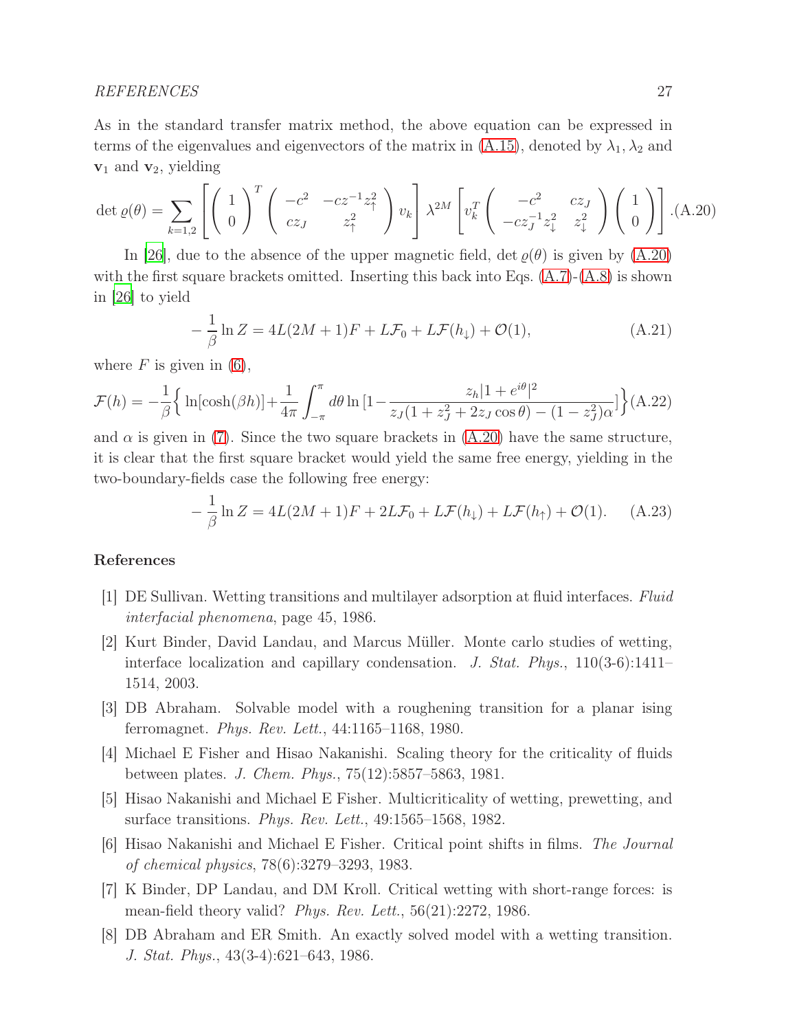As in the standard transfer matrix method, the above equation can be expressed in terms of the eigenvalues and eigenvectors of the matrix in (A.15), denoted by $\lambda_1, \lambda_2$ and $\mathbf{v}_1$ and $\mathbf{v}_2$, yielding

$$\det \varrho(\theta) = \sum_{k=1,2} \left[ \begin{pmatrix} 1 \\ 0 \end{pmatrix}^T \begin{pmatrix} -c^2 & -cz^{-1} z_\uparrow^2 \\ cz_J & z_\uparrow^2 \end{pmatrix} v_k \right] \lambda^{2M} \left[ v_k^T \begin{pmatrix} -c^2 & cz_J \\ -cz_J^{-1} z_\downarrow^2 & z_\downarrow^2 \end{pmatrix} \begin{pmatrix} 1 \\ 0 \end{pmatrix} \right]. \quad \text{(A.20)}$$

In [26], due to the absence of the upper magnetic field, $\det \varrho(\theta)$ is given by (A.20) with the first square brackets omitted. Inserting this back into Eqs. (A.7)-(A.8) is shown in [26] to yield

$$-\frac{1}{\beta} \ln Z = 4L(2M+1)F + L\mathcal{F}_0 + L\mathcal{F}(h_\downarrow) + \mathcal{O}(1), \quad \text{(A.21)}$$

where $F$ is given in (6),

$$\mathcal{F}(h) = -\frac{1}{\beta} \Big\{ \ln[\cosh(\beta h)] + \frac{1}{4\pi} \int_{-\pi}^{\pi} d\theta \ln\big[1 - \frac{z_h |1 + e^{i\theta}|^2}{z_J(1 + z_J^2 + 2z_J \cos\theta) - (1 - z_J^2)\alpha}\big] \Big\} \quad \text{(A.22)}$$

and $\alpha$ is given in (7). Since the two square brackets in (A.20) have the same structure, it is clear that the first square bracket would yield the same free energy, yielding in the two-boundary-fields case the following free energy:

$$-\frac{1}{\beta} \ln Z = 4L(2M+1)F + 2L\mathcal{F}_0 + L\mathcal{F}(h_\downarrow) + L\mathcal{F}(h_\uparrow) + \mathcal{O}(1). \quad \text{(A.23)}$$

## References

[1] DE Sullivan. Wetting transitions and multilayer adsorption at fluid interfaces. *Fluid interfacial phenomena*, page 45, 1986.

[2] Kurt Binder, David Landau, and Marcus Müller. Monte carlo studies of wetting, interface localization and capillary condensation. *J. Stat. Phys.*, 110(3-6):1411–1514, 2003.

[3] DB Abraham. Solvable model with a roughening transition for a planar ising ferromagnet. *Phys. Rev. Lett.*, 44:1165–1168, 1980.

[4] Michael E Fisher and Hisao Nakanishi. Scaling theory for the criticality of fluids between plates. *J. Chem. Phys.*, 75(12):5857–5863, 1981.

[5] Hisao Nakanishi and Michael E Fisher. Multicriticality of wetting, prewetting, and surface transitions. *Phys. Rev. Lett.*, 49:1565–1568, 1982.

[6] Hisao Nakanishi and Michael E Fisher. Critical point shifts in films. *The Journal of chemical physics*, 78(6):3279–3293, 1983.

[7] K Binder, DP Landau, and DM Kroll. Critical wetting with short-range forces: is mean-field theory valid? *Phys. Rev. Lett.*, 56(21):2272, 1986.

[8] DB Abraham and ER Smith. An exactly solved model with a wetting transition. *J. Stat. Phys.*, 43(3-4):621–643, 1986.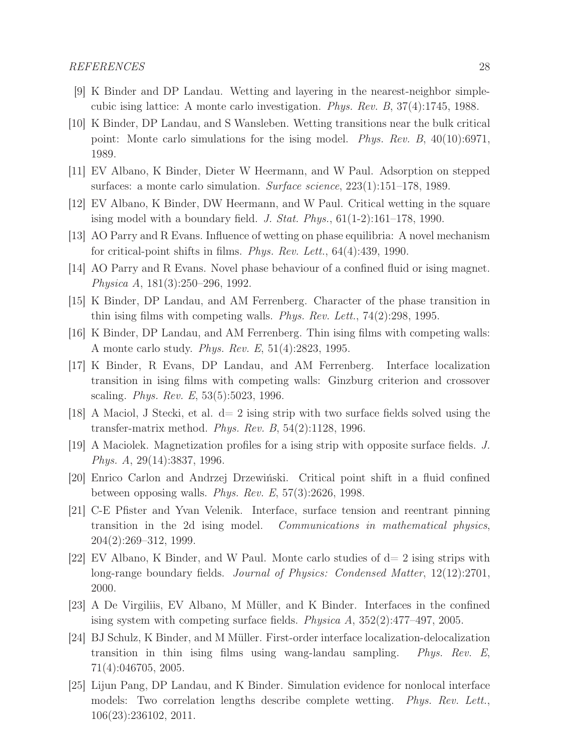[9] K Binder and DP Landau. Wetting and layering in the nearest-neighbor simple-cubic ising lattice: A monte carlo investigation. *Phys. Rev. B*, 37(4):1745, 1988.

[10] K Binder, DP Landau, and S Wansleben. Wetting transitions near the bulk critical point: Monte carlo simulations for the ising model. *Phys. Rev. B*, 40(10):6971, 1989.

[11] EV Albano, K Binder, Dieter W Heermann, and W Paul. Adsorption on stepped surfaces: a monte carlo simulation. *Surface science*, 223(1):151–178, 1989.

[12] EV Albano, K Binder, DW Heermann, and W Paul. Critical wetting in the square ising model with a boundary field. *J. Stat. Phys.*, 61(1-2):161–178, 1990.

[13] AO Parry and R Evans. Influence of wetting on phase equilibria: A novel mechanism for critical-point shifts in films. *Phys. Rev. Lett.*, 64(4):439, 1990.

[14] AO Parry and R Evans. Novel phase behaviour of a confined fluid or ising magnet. *Physica A*, 181(3):250–296, 1992.

[15] K Binder, DP Landau, and AM Ferrenberg. Character of the phase transition in thin ising films with competing walls. *Phys. Rev. Lett.*, 74(2):298, 1995.

[16] K Binder, DP Landau, and AM Ferrenberg. Thin ising films with competing walls: A monte carlo study. *Phys. Rev. E*, 51(4):2823, 1995.

[17] K Binder, R Evans, DP Landau, and AM Ferrenberg. Interface localization transition in ising films with competing walls: Ginzburg criterion and crossover scaling. *Phys. Rev. E*, 53(5):5023, 1996.

[18] A Maciol, J Stecki, et al. d= 2 ising strip with two surface fields solved using the transfer-matrix method. *Phys. Rev. B*, 54(2):1128, 1996.

[19] A Maciolek. Magnetization profiles for a ising strip with opposite surface fields. *J. Phys. A*, 29(14):3837, 1996.

[20] Enrico Carlon and Andrzej Drzewiński. Critical point shift in a fluid confined between opposing walls. *Phys. Rev. E*, 57(3):2626, 1998.

[21] C-E Pfister and Yvan Velenik. Interface, surface tension and reentrant pinning transition in the 2d ising model. *Communications in mathematical physics*, 204(2):269–312, 1999.

[22] EV Albano, K Binder, and W Paul. Monte carlo studies of d= 2 ising strips with long-range boundary fields. *Journal of Physics: Condensed Matter*, 12(12):2701, 2000.

[23] A De Virgiliis, EV Albano, M Müller, and K Binder. Interfaces in the confined ising system with competing surface fields. *Physica A*, 352(2):477–497, 2005.

[24] BJ Schulz, K Binder, and M Müller. First-order interface localization-delocalization transition in thin ising films using wang-landau sampling. *Phys. Rev. E*, 71(4):046705, 2005.

[25] Lijun Pang, DP Landau, and K Binder. Simulation evidence for nonlocal interface models: Two correlation lengths describe complete wetting. *Phys. Rev. Lett.*, 106(23):236102, 2011.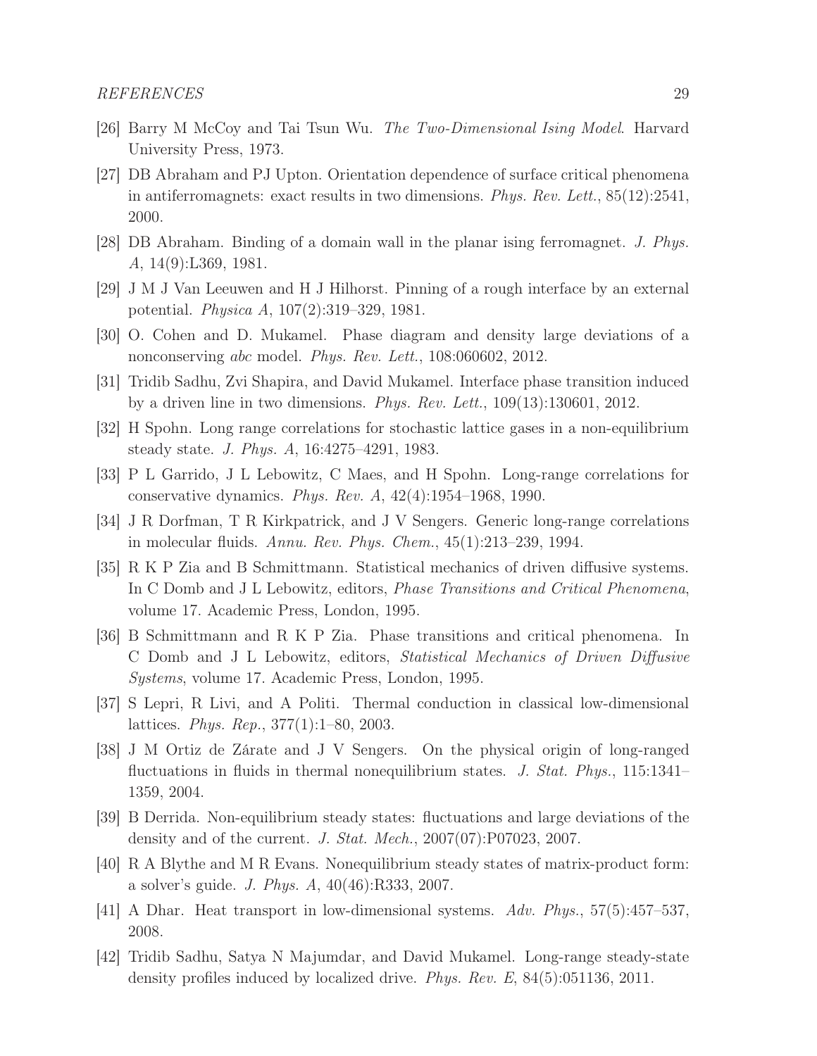[26] Barry M McCoy and Tai Tsun Wu. *The Two-Dimensional Ising Model*. Harvard University Press, 1973.

[27] DB Abraham and PJ Upton. Orientation dependence of surface critical phenomena in antiferromagnets: exact results in two dimensions. *Phys. Rev. Lett.*, 85(12):2541, 2000.

[28] DB Abraham. Binding of a domain wall in the planar ising ferromagnet. *J. Phys. A*, 14(9):L369, 1981.

[29] J M J Van Leeuwen and H J Hilhorst. Pinning of a rough interface by an external potential. *Physica A*, 107(2):319–329, 1981.

[30] O. Cohen and D. Mukamel. Phase diagram and density large deviations of a nonconserving *abc* model. *Phys. Rev. Lett.*, 108:060602, 2012.

[31] Tridib Sadhu, Zvi Shapira, and David Mukamel. Interface phase transition induced by a driven line in two dimensions. *Phys. Rev. Lett.*, 109(13):130601, 2012.

[32] H Spohn. Long range correlations for stochastic lattice gases in a non-equilibrium steady state. *J. Phys. A*, 16:4275–4291, 1983.

[33] P L Garrido, J L Lebowitz, C Maes, and H Spohn. Long-range correlations for conservative dynamics. *Phys. Rev. A*, 42(4):1954–1968, 1990.

[34] J R Dorfman, T R Kirkpatrick, and J V Sengers. Generic long-range correlations in molecular fluids. *Annu. Rev. Phys. Chem.*, 45(1):213–239, 1994.

[35] R K P Zia and B Schmittmann. Statistical mechanics of driven diffusive systems. In C Domb and J L Lebowitz, editors, *Phase Transitions and Critical Phenomena*, volume 17. Academic Press, London, 1995.

[36] B Schmittmann and R K P Zia. Phase transitions and critical phenomena. In C Domb and J L Lebowitz, editors, *Statistical Mechanics of Driven Diffusive Systems*, volume 17. Academic Press, London, 1995.

[37] S Lepri, R Livi, and A Politi. Thermal conduction in classical low-dimensional lattices. *Phys. Rep.*, 377(1):1–80, 2003.

[38] J M Ortiz de Zárate and J V Sengers. On the physical origin of long-ranged fluctuations in fluids in thermal nonequilibrium states. *J. Stat. Phys.*, 115:1341–1359, 2004.

[39] B Derrida. Non-equilibrium steady states: fluctuations and large deviations of the density and of the current. *J. Stat. Mech.*, 2007(07):P07023, 2007.

[40] R A Blythe and M R Evans. Nonequilibrium steady states of matrix-product form: a solver's guide. *J. Phys. A*, 40(46):R333, 2007.

[41] A Dhar. Heat transport in low-dimensional systems. *Adv. Phys.*, 57(5):457–537, 2008.

[42] Tridib Sadhu, Satya N Majumdar, and David Mukamel. Long-range steady-state density profiles induced by localized drive. *Phys. Rev. E*, 84(5):051136, 2011.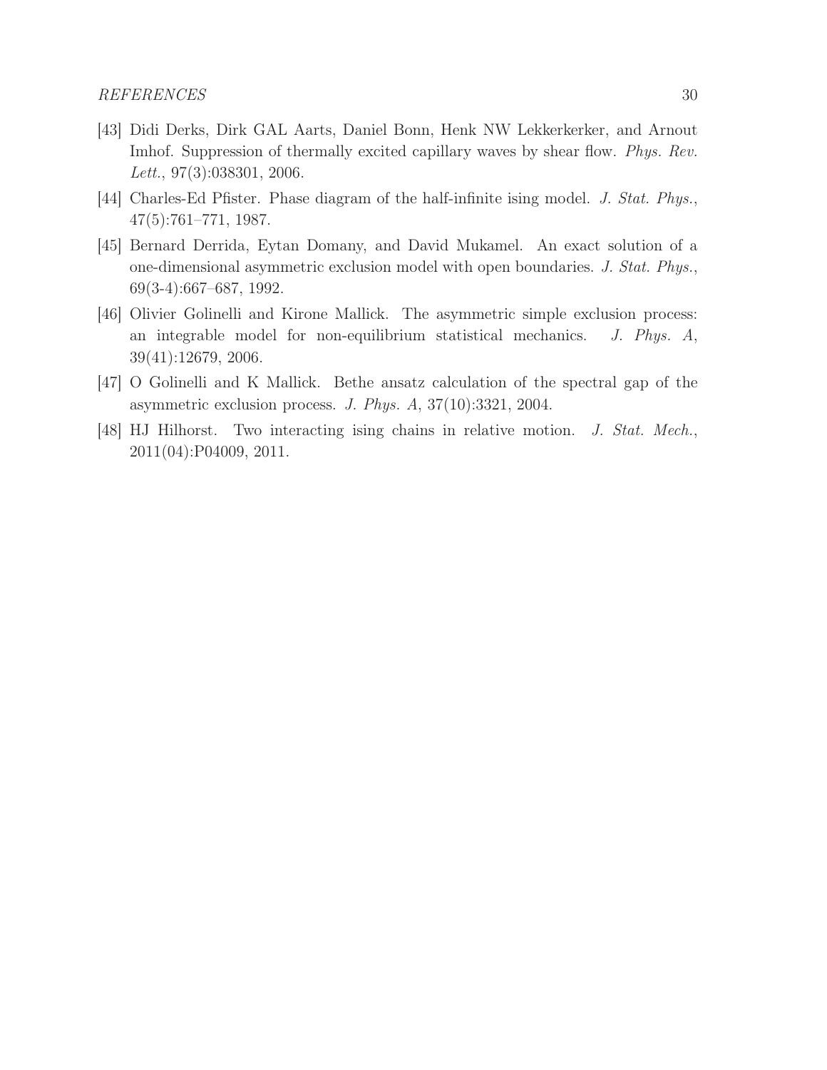[43] Didi Derks, Dirk GAL Aarts, Daniel Bonn, Henk NW Lekkerkerker, and Arnout Imhof. Suppression of thermally excited capillary waves by shear flow. *Phys. Rev. Lett.*, 97(3):038301, 2006.

[44] Charles-Ed Pfister. Phase diagram of the half-infinite ising model. *J. Stat. Phys.*, 47(5):761–771, 1987.

[45] Bernard Derrida, Eytan Domany, and David Mukamel. An exact solution of a one-dimensional asymmetric exclusion model with open boundaries. *J. Stat. Phys.*, 69(3-4):667–687, 1992.

[46] Olivier Golinelli and Kirone Mallick. The asymmetric simple exclusion process: an integrable model for non-equilibrium statistical mechanics. *J. Phys. A*, 39(41):12679, 2006.

[47] O Golinelli and K Mallick. Bethe ansatz calculation of the spectral gap of the asymmetric exclusion process. *J. Phys. A*, 37(10):3321, 2004.

[48] HJ Hilhorst. Two interacting ising chains in relative motion. *J. Stat. Mech.*, 2011(04):P04009, 2011.